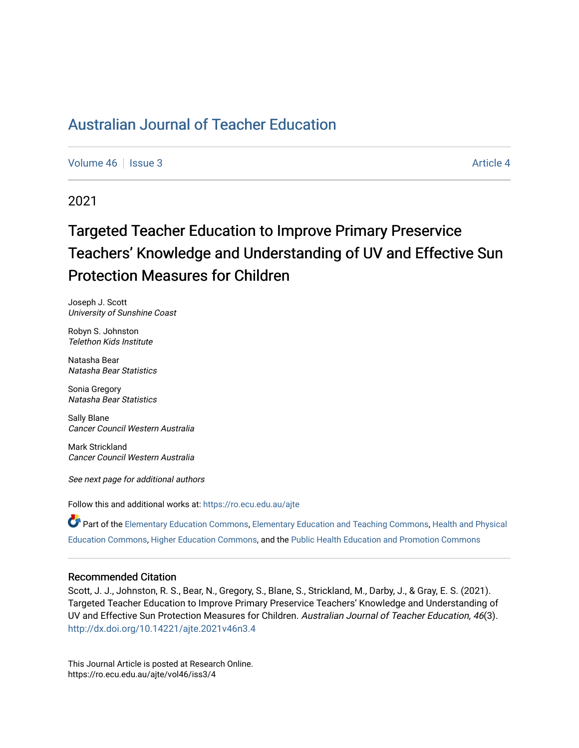# Australian Journal of Teacher Education

Volume 46 | Issue 3 Article 4

2021

## Targeted Teacher Education to Improve Primary Preservice Teachers' Knowledge and Understanding of UV and Effective Sun Protection Measures for Children

Joseph J. Scott
*University of Sunshine Coast*

Robyn S. Johnston
*Telethon Kids Institute*

Natasha Bear
*Natasha Bear Statistics*

Sonia Gregory
*Natasha Bear Statistics*

Sally Blane
*Cancer Council Western Australia*

Mark Strickland
*Cancer Council Western Australia*

*See next page for additional authors*

Follow this and additional works at: https://ro.ecu.edu.au/ajte

Part of the Elementary Education Commons, Elementary Education and Teaching Commons, Health and Physical Education Commons, Higher Education Commons, and the Public Health Education and Promotion Commons

### Recommended Citation

Scott, J. J., Johnston, R. S., Bear, N., Gregory, S., Blane, S., Strickland, M., Darby, J., & Gray, E. S. (2021). Targeted Teacher Education to Improve Primary Preservice Teachers' Knowledge and Understanding of UV and Effective Sun Protection Measures for Children. *Australian Journal of Teacher Education, 46*(3). http://dx.doi.org/10.14221/ajte.2021v46n3.4

This Journal Article is posted at Research Online.
https://ro.ecu.edu.au/ajte/vol46/iss3/4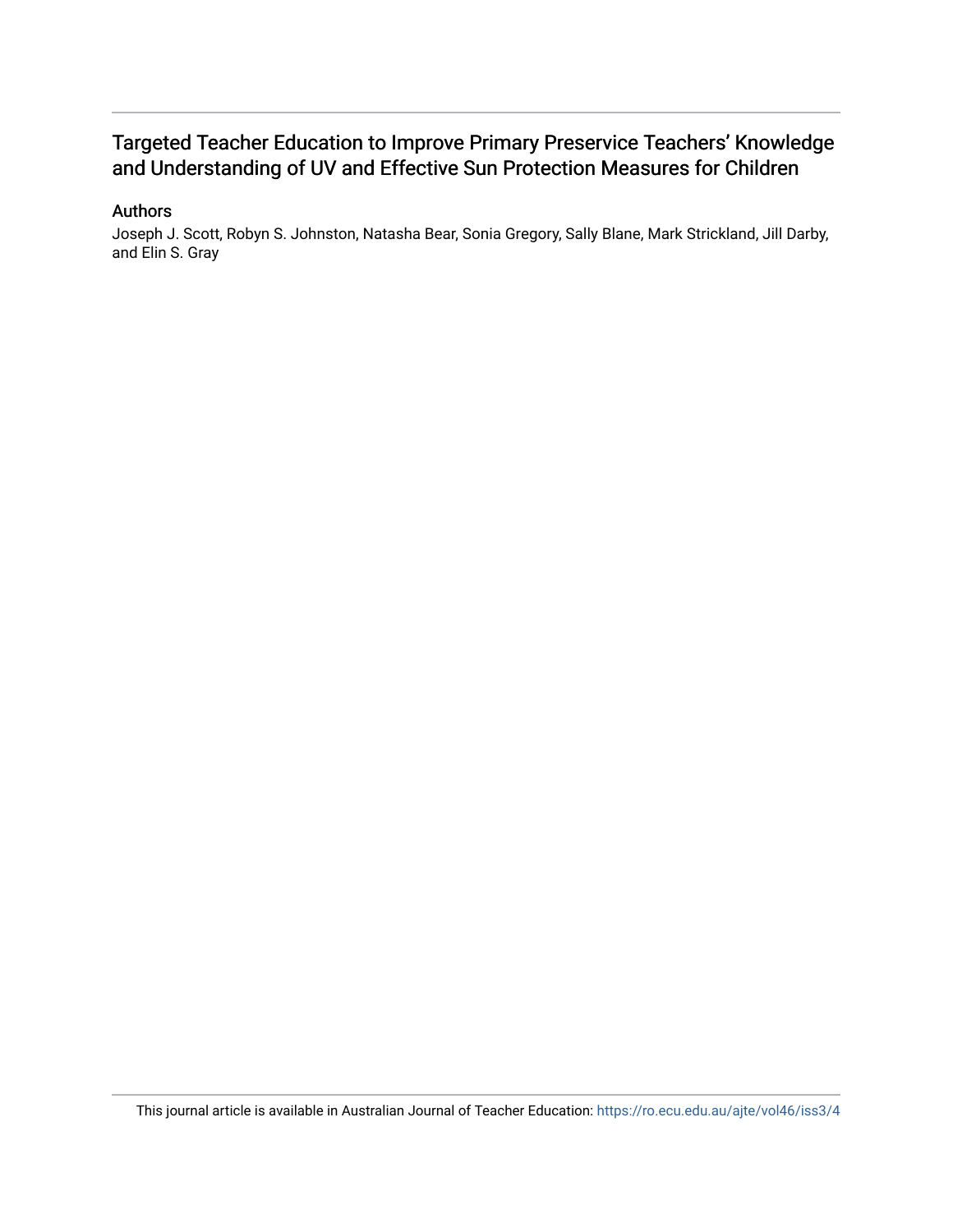# Targeted Teacher Education to Improve Primary Preservice Teachers' Knowledge and Understanding of UV and Effective Sun Protection Measures for Children

## Authors

Joseph J. Scott, Robyn S. Johnston, Natasha Bear, Sonia Gregory, Sally Blane, Mark Strickland, Jill Darby, and Elin S. Gray

This journal article is available in Australian Journal of Teacher Education: https://ro.ecu.edu.au/ajte/vol46/iss3/4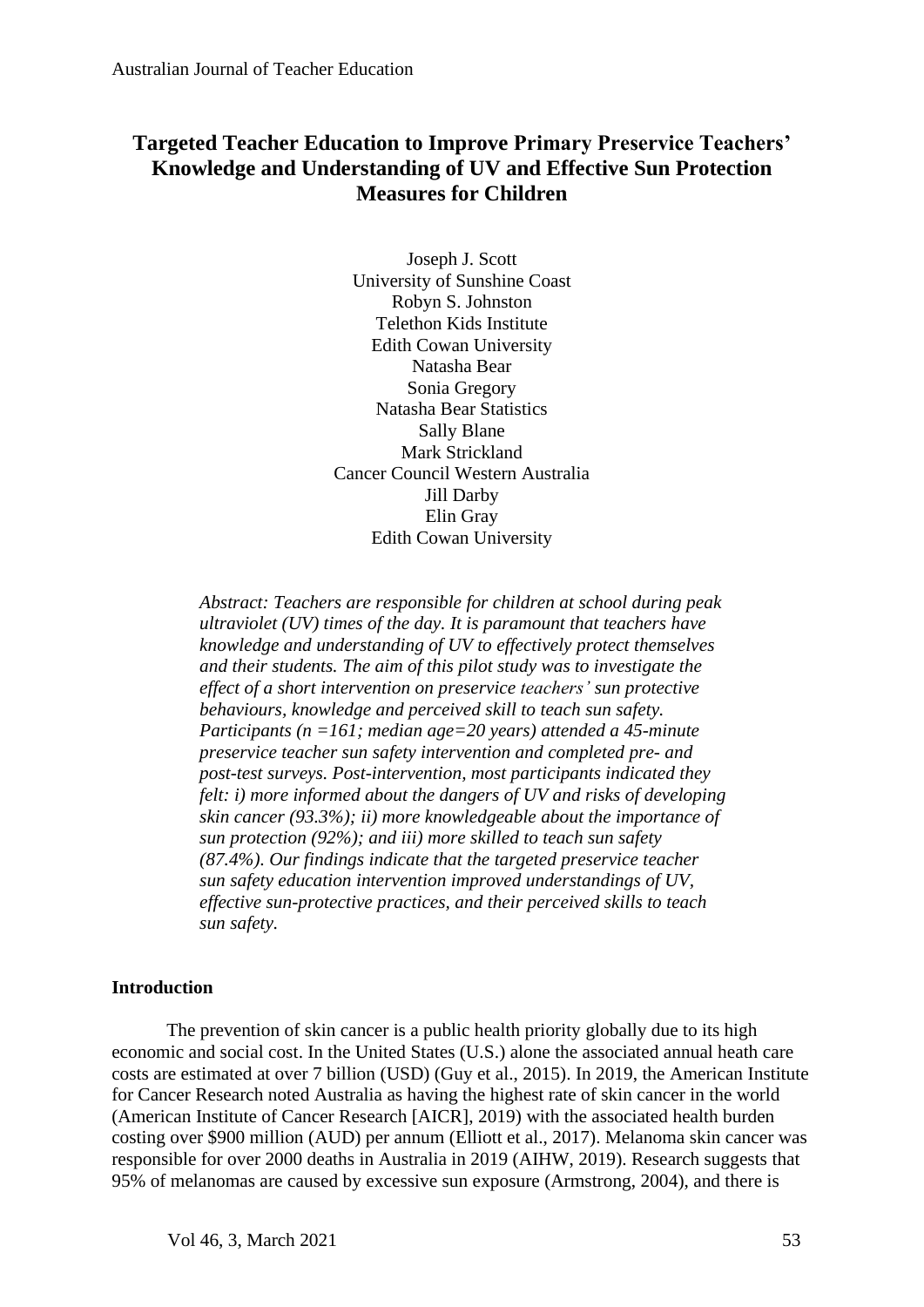# Targeted Teacher Education to Improve Primary Preservice Teachers' Knowledge and Understanding of UV and Effective Sun Protection Measures for Children

Joseph J. Scott
University of Sunshine Coast
Robyn S. Johnston
Telethon Kids Institute
Edith Cowan University
Natasha Bear
Sonia Gregory
Natasha Bear Statistics
Sally Blane
Mark Strickland
Cancer Council Western Australia
Jill Darby
Elin Gray
Edith Cowan University

*Abstract: Teachers are responsible for children at school during peak ultraviolet (UV) times of the day. It is paramount that teachers have knowledge and understanding of UV to effectively protect themselves and their students. The aim of this pilot study was to investigate the effect of a short intervention on preservice teachers' sun protective behaviours, knowledge and perceived skill to teach sun safety. Participants (n =161; median age=20 years) attended a 45-minute preservice teacher sun safety intervention and completed pre- and post-test surveys. Post-intervention, most participants indicated they felt: i) more informed about the dangers of UV and risks of developing skin cancer (93.3%); ii) more knowledgeable about the importance of sun protection (92%); and iii) more skilled to teach sun safety (87.4%). Our findings indicate that the targeted preservice teacher sun safety education intervention improved understandings of UV, effective sun-protective practices, and their perceived skills to teach sun safety.*

## Introduction

The prevention of skin cancer is a public health priority globally due to its high economic and social cost. In the United States (U.S.) alone the associated annual heath care costs are estimated at over 7 billion (USD) (Guy et al., 2015). In 2019, the American Institute for Cancer Research noted Australia as having the highest rate of skin cancer in the world (American Institute of Cancer Research [AICR], 2019) with the associated health burden costing over $900 million (AUD) per annum (Elliott et al., 2017). Melanoma skin cancer was responsible for over 2000 deaths in Australia in 2019 (AIHW, 2019). Research suggests that 95% of melanomas are caused by excessive sun exposure (Armstrong, 2004), and there is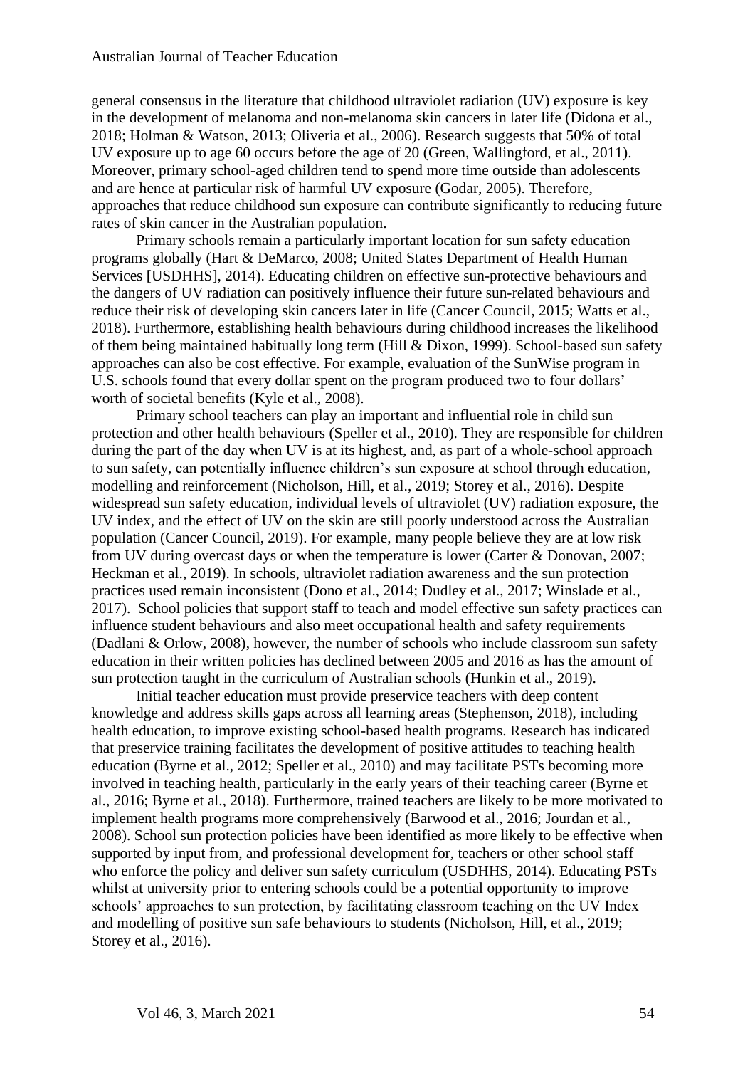general consensus in the literature that childhood ultraviolet radiation (UV) exposure is key in the development of melanoma and non-melanoma skin cancers in later life (Didona et al., 2018; Holman & Watson, 2013; Oliveria et al., 2006). Research suggests that 50% of total UV exposure up to age 60 occurs before the age of 20 (Green, Wallingford, et al., 2011). Moreover, primary school-aged children tend to spend more time outside than adolescents and are hence at particular risk of harmful UV exposure (Godar, 2005). Therefore, approaches that reduce childhood sun exposure can contribute significantly to reducing future rates of skin cancer in the Australian population.

Primary schools remain a particularly important location for sun safety education programs globally (Hart & DeMarco, 2008; United States Department of Health Human Services [USDHHS], 2014). Educating children on effective sun-protective behaviours and the dangers of UV radiation can positively influence their future sun-related behaviours and reduce their risk of developing skin cancers later in life (Cancer Council, 2015; Watts et al., 2018). Furthermore, establishing health behaviours during childhood increases the likelihood of them being maintained habitually long term (Hill & Dixon, 1999). School-based sun safety approaches can also be cost effective. For example, evaluation of the SunWise program in U.S. schools found that every dollar spent on the program produced two to four dollars' worth of societal benefits (Kyle et al., 2008).

Primary school teachers can play an important and influential role in child sun protection and other health behaviours (Speller et al., 2010). They are responsible for children during the part of the day when UV is at its highest, and, as part of a whole-school approach to sun safety, can potentially influence children's sun exposure at school through education, modelling and reinforcement (Nicholson, Hill, et al., 2019; Storey et al., 2016). Despite widespread sun safety education, individual levels of ultraviolet (UV) radiation exposure, the UV index, and the effect of UV on the skin are still poorly understood across the Australian population (Cancer Council, 2019). For example, many people believe they are at low risk from UV during overcast days or when the temperature is lower (Carter & Donovan, 2007; Heckman et al., 2019). In schools, ultraviolet radiation awareness and the sun protection practices used remain inconsistent (Dono et al., 2014; Dudley et al., 2017; Winslade et al., 2017). School policies that support staff to teach and model effective sun safety practices can influence student behaviours and also meet occupational health and safety requirements (Dadlani & Orlow, 2008), however, the number of schools who include classroom sun safety education in their written policies has declined between 2005 and 2016 as has the amount of sun protection taught in the curriculum of Australian schools (Hunkin et al., 2019).

Initial teacher education must provide preservice teachers with deep content knowledge and address skills gaps across all learning areas (Stephenson, 2018), including health education, to improve existing school-based health programs. Research has indicated that preservice training facilitates the development of positive attitudes to teaching health education (Byrne et al., 2012; Speller et al., 2010) and may facilitate PSTs becoming more involved in teaching health, particularly in the early years of their teaching career (Byrne et al., 2016; Byrne et al., 2018). Furthermore, trained teachers are likely to be more motivated to implement health programs more comprehensively (Barwood et al., 2016; Jourdan et al., 2008). School sun protection policies have been identified as more likely to be effective when supported by input from, and professional development for, teachers or other school staff who enforce the policy and deliver sun safety curriculum (USDHHS, 2014). Educating PSTs whilst at university prior to entering schools could be a potential opportunity to improve schools' approaches to sun protection, by facilitating classroom teaching on the UV Index and modelling of positive sun safe behaviours to students (Nicholson, Hill, et al., 2019; Storey et al., 2016).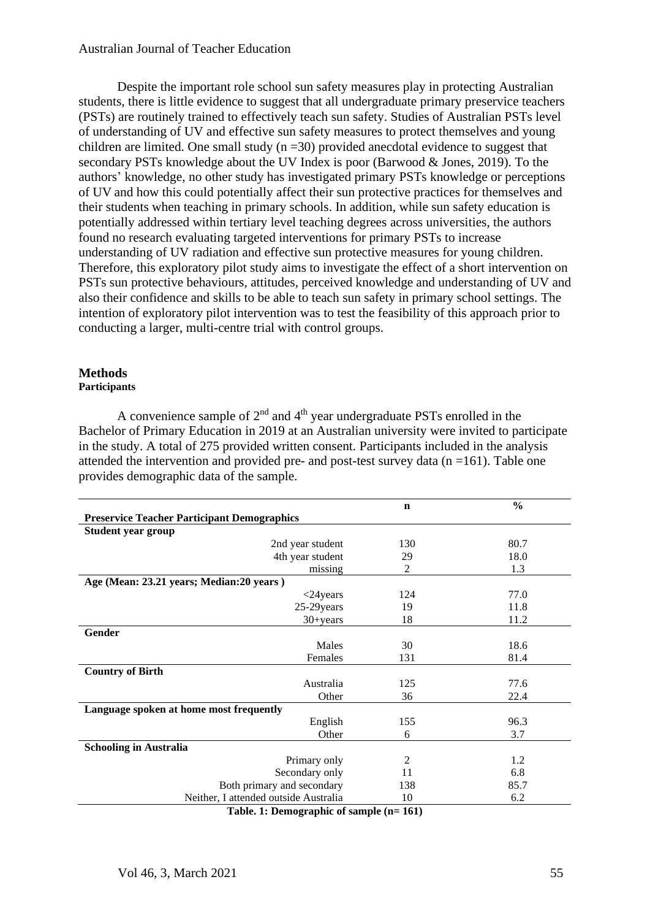Despite the important role school sun safety measures play in protecting Australian students, there is little evidence to suggest that all undergraduate primary preservice teachers (PSTs) are routinely trained to effectively teach sun safety. Studies of Australian PSTs level of understanding of UV and effective sun safety measures to protect themselves and young children are limited. One small study (n =30) provided anecdotal evidence to suggest that secondary PSTs knowledge about the UV Index is poor (Barwood & Jones, 2019). To the authors' knowledge, no other study has investigated primary PSTs knowledge or perceptions of UV and how this could potentially affect their sun protective practices for themselves and their students when teaching in primary schools. In addition, while sun safety education is potentially addressed within tertiary level teaching degrees across universities, the authors found no research evaluating targeted interventions for primary PSTs to increase understanding of UV radiation and effective sun protective measures for young children. Therefore, this exploratory pilot study aims to investigate the effect of a short intervention on PSTs sun protective behaviours, attitudes, perceived knowledge and understanding of UV and also their confidence and skills to be able to teach sun safety in primary school settings. The intention of exploratory pilot intervention was to test the feasibility of this approach prior to conducting a larger, multi-centre trial with control groups.

## Methods

### Participants

A convenience sample of 2nd and 4th year undergraduate PSTs enrolled in the Bachelor of Primary Education in 2019 at an Australian university were invited to participate in the study. A total of 275 provided written consent. Participants included in the analysis attended the intervention and provided pre- and post-test survey data (n =161). Table one provides demographic data of the sample.

| Preservice Teacher Participant Demographics | n | % |
|---|---|---|
| **Student year group** | | |
| 2nd year student | 130 | 80.7 |
| 4th year student | 29 | 18.0 |
| missing | 2 | 1.3 |
| **Age (Mean: 23.21 years; Median:20 years )** | | |
| <24years | 124 | 77.0 |
| 25-29years | 19 | 11.8 |
| 30+years | 18 | 11.2 |
| **Gender** | | |
| Males | 30 | 18.6 |
| Females | 131 | 81.4 |
| **Country of Birth** | | |
| Australia | 125 | 77.6 |
| Other | 36 | 22.4 |
| **Language spoken at home most frequently** | | |
| English | 155 | 96.3 |
| Other | 6 | 3.7 |
| **Schooling in Australia** | | |
| Primary only | 2 | 1.2 |
| Secondary only | 11 | 6.8 |
| Both primary and secondary | 138 | 85.7 |
| Neither, I attended outside Australia | 10 | 6.2 |

**Table. 1: Demographic of sample (n= 161)**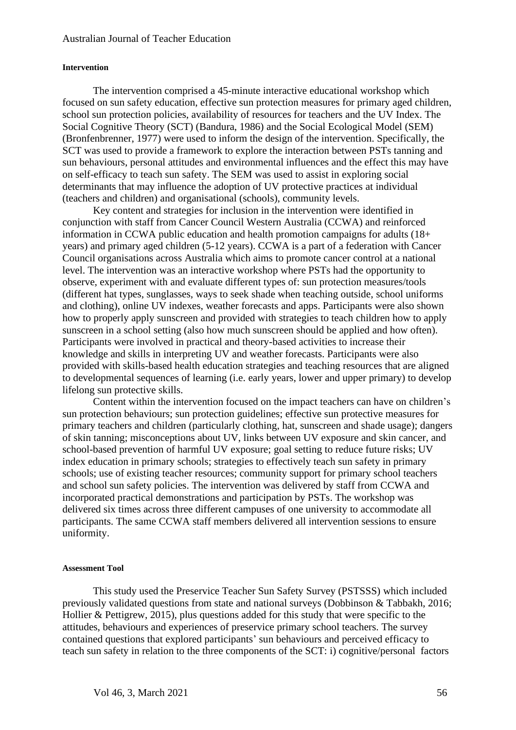#### Intervention

The intervention comprised a 45-minute interactive educational workshop which focused on sun safety education, effective sun protection measures for primary aged children, school sun protection policies, availability of resources for teachers and the UV Index. The Social Cognitive Theory (SCT) (Bandura, 1986) and the Social Ecological Model (SEM) (Bronfenbrenner, 1977) were used to inform the design of the intervention. Specifically, the SCT was used to provide a framework to explore the interaction between PSTs tanning and sun behaviours, personal attitudes and environmental influences and the effect this may have on self-efficacy to teach sun safety. The SEM was used to assist in exploring social determinants that may influence the adoption of UV protective practices at individual (teachers and children) and organisational (schools), community levels.

Key content and strategies for inclusion in the intervention were identified in conjunction with staff from Cancer Council Western Australia (CCWA) and reinforced information in CCWA public education and health promotion campaigns for adults (18+ years) and primary aged children (5-12 years). CCWA is a part of a federation with Cancer Council organisations across Australia which aims to promote cancer control at a national level. The intervention was an interactive workshop where PSTs had the opportunity to observe, experiment with and evaluate different types of: sun protection measures/tools (different hat types, sunglasses, ways to seek shade when teaching outside, school uniforms and clothing), online UV indexes, weather forecasts and apps. Participants were also shown how to properly apply sunscreen and provided with strategies to teach children how to apply sunscreen in a school setting (also how much sunscreen should be applied and how often). Participants were involved in practical and theory-based activities to increase their knowledge and skills in interpreting UV and weather forecasts. Participants were also provided with skills-based health education strategies and teaching resources that are aligned to developmental sequences of learning (i.e. early years, lower and upper primary) to develop lifelong sun protective skills.

Content within the intervention focused on the impact teachers can have on children's sun protection behaviours; sun protection guidelines; effective sun protective measures for primary teachers and children (particularly clothing, hat, sunscreen and shade usage); dangers of skin tanning; misconceptions about UV, links between UV exposure and skin cancer, and school-based prevention of harmful UV exposure; goal setting to reduce future risks; UV index education in primary schools; strategies to effectively teach sun safety in primary schools; use of existing teacher resources; community support for primary school teachers and school sun safety policies. The intervention was delivered by staff from CCWA and incorporated practical demonstrations and participation by PSTs. The workshop was delivered six times across three different campuses of one university to accommodate all participants. The same CCWA staff members delivered all intervention sessions to ensure uniformity.

#### Assessment Tool

This study used the Preservice Teacher Sun Safety Survey (PSTSSS) which included previously validated questions from state and national surveys (Dobbinson & Tabbakh, 2016; Hollier & Pettigrew, 2015), plus questions added for this study that were specific to the attitudes, behaviours and experiences of preservice primary school teachers. The survey contained questions that explored participants' sun behaviours and perceived efficacy to teach sun safety in relation to the three components of the SCT: i) cognitive/personal factors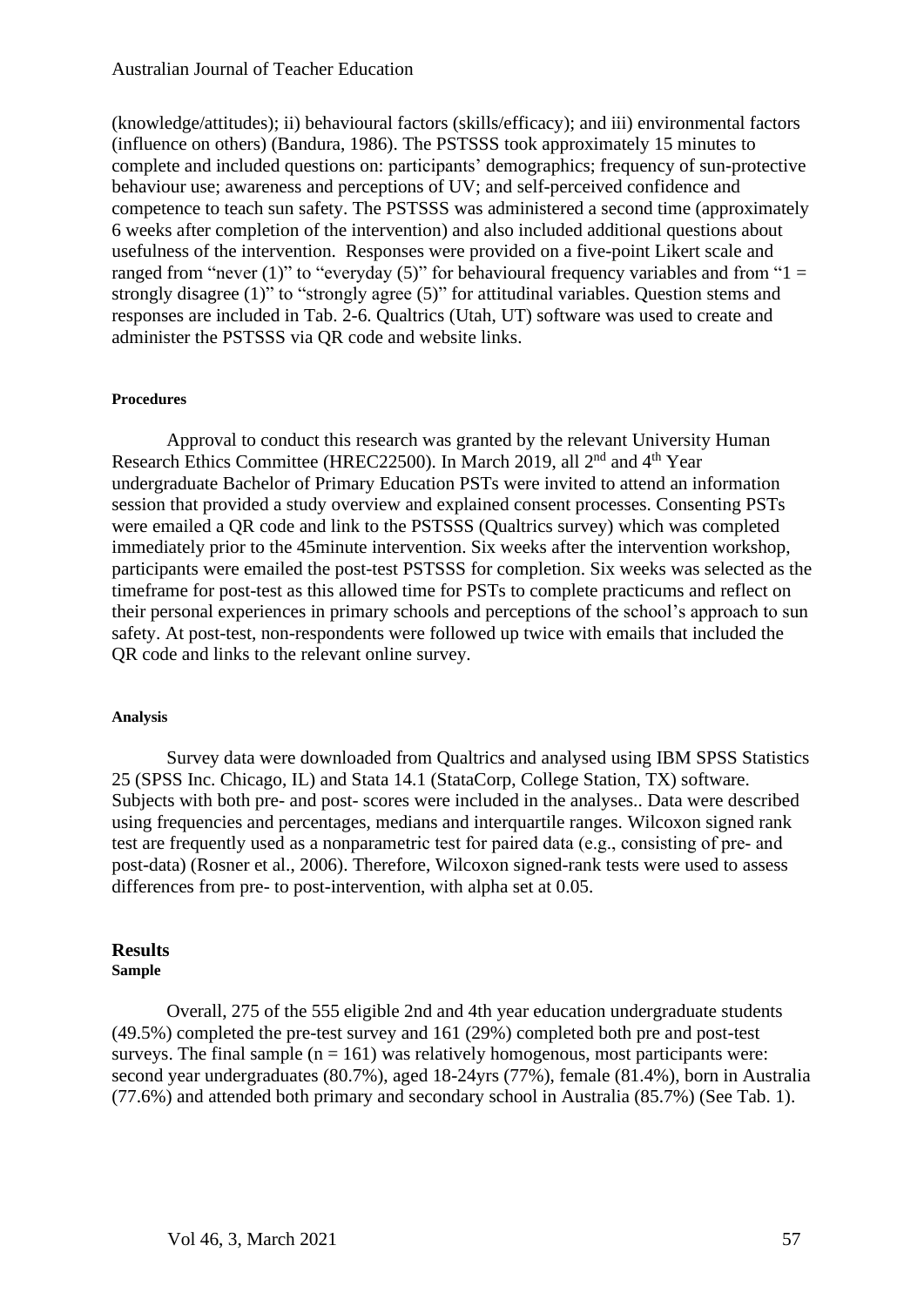(knowledge/attitudes); ii) behavioural factors (skills/efficacy); and iii) environmental factors (influence on others) (Bandura, 1986). The PSTSSS took approximately 15 minutes to complete and included questions on: participants' demographics; frequency of sun-protective behaviour use; awareness and perceptions of UV; and self-perceived confidence and competence to teach sun safety. The PSTSSS was administered a second time (approximately 6 weeks after completion of the intervention) and also included additional questions about usefulness of the intervention. Responses were provided on a five-point Likert scale and ranged from "never (1)" to "everyday (5)" for behavioural frequency variables and from "1 = strongly disagree (1)" to "strongly agree (5)" for attitudinal variables. Question stems and responses are included in Tab. 2-6. Qualtrics (Utah, UT) software was used to create and administer the PSTSSS via QR code and website links.

#### Procedures

Approval to conduct this research was granted by the relevant University Human Research Ethics Committee (HREC22500). In March 2019, all 2nd and 4th Year undergraduate Bachelor of Primary Education PSTs were invited to attend an information session that provided a study overview and explained consent processes. Consenting PSTs were emailed a QR code and link to the PSTSSS (Qualtrics survey) which was completed immediately prior to the 45minute intervention. Six weeks after the intervention workshop, participants were emailed the post-test PSTSSS for completion. Six weeks was selected as the timeframe for post-test as this allowed time for PSTs to complete practicums and reflect on their personal experiences in primary schools and perceptions of the school's approach to sun safety. At post-test, non-respondents were followed up twice with emails that included the QR code and links to the relevant online survey.

#### Analysis

Survey data were downloaded from Qualtrics and analysed using IBM SPSS Statistics 25 (SPSS Inc. Chicago, IL) and Stata 14.1 (StataCorp, College Station, TX) software. Subjects with both pre- and post- scores were included in the analyses.. Data were described using frequencies and percentages, medians and interquartile ranges. Wilcoxon signed rank test are frequently used as a nonparametric test for paired data (e.g., consisting of pre- and post-data) (Rosner et al., 2006). Therefore, Wilcoxon signed-rank tests were used to assess differences from pre- to post-intervention, with alpha set at 0.05.

## Results

#### Sample

Overall, 275 of the 555 eligible 2nd and 4th year education undergraduate students (49.5%) completed the pre-test survey and 161 (29%) completed both pre and post-test surveys. The final sample ($n = 161$) was relatively homogenous, most participants were: second year undergraduates (80.7%), aged 18-24yrs (77%), female (81.4%), born in Australia (77.6%) and attended both primary and secondary school in Australia (85.7%) (See Tab. 1).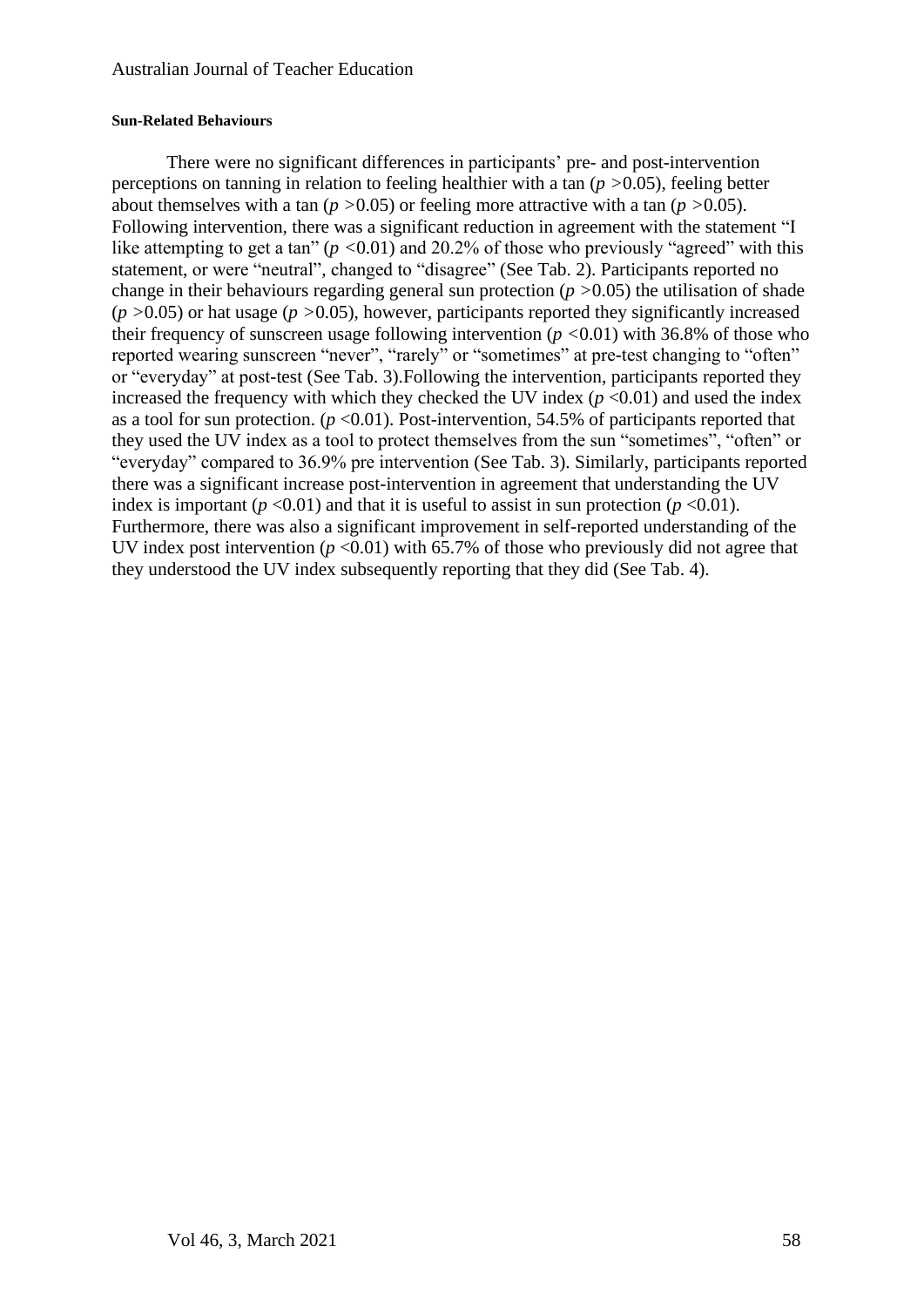#### Sun-Related Behaviours

There were no significant differences in participants' pre- and post-intervention perceptions on tanning in relation to feeling healthier with a tan ($p > 0.05$), feeling better about themselves with a tan ($p > 0.05$) or feeling more attractive with a tan ($p > 0.05$). Following intervention, there was a significant reduction in agreement with the statement "I like attempting to get a tan" ($p < 0.01$) and 20.2% of those who previously "agreed" with this statement, or were "neutral", changed to "disagree" (See Tab. 2). Participants reported no change in their behaviours regarding general sun protection ($p > 0.05$) the utilisation of shade ($p > 0.05$) or hat usage ($p > 0.05$), however, participants reported they significantly increased their frequency of sunscreen usage following intervention ($p < 0.01$) with 36.8% of those who reported wearing sunscreen "never", "rarely" or "sometimes" at pre-test changing to "often" or "everyday" at post-test (See Tab. 3).Following the intervention, participants reported they increased the frequency with which they checked the UV index ($p < 0.01$) and used the index as a tool for sun protection. ($p < 0.01$). Post-intervention, 54.5% of participants reported that they used the UV index as a tool to protect themselves from the sun "sometimes", "often" or "everyday" compared to 36.9% pre intervention (See Tab. 3). Similarly, participants reported there was a significant increase post-intervention in agreement that understanding the UV index is important ($p < 0.01$) and that it is useful to assist in sun protection ($p < 0.01$). Furthermore, there was also a significant improvement in self-reported understanding of the UV index post intervention ($p < 0.01$) with 65.7% of those who previously did not agree that they understood the UV index subsequently reporting that they did (See Tab. 4).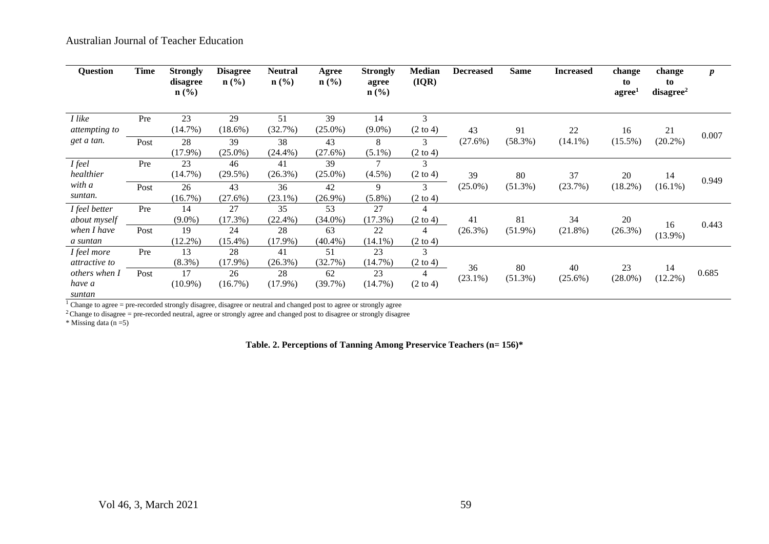| Question | Time | Strongly disagree n (%) | Disagree n (%) | Neutral n (%) | Agree n (%) | Strongly agree n (%) | Median (IQR) | Decreased | Same | Increased | change to agree[1] | change to disagree[2] | *p* |
|---|---|---|---|---|---|---|---|---|---|---|---|---|---|
| *I like attempting to get a tan.* | Pre | 23 (14.7%) | 29 (18.6%) | 51 (32.7%) | 39 (25.0%) | 14 (9.0%) | 3 (2 to 4) | 43 (27.6%) | 91 (58.3%) | 22 (14.1%) | 16 (15.5%) | 21 (20.2%) | 0.007 |
| | Post | 28 (17.9%) | 39 (25.0%) | 38 (24.4%) | 43 (27.6%) | 8 (5.1%) | 3 (2 to 4) | | | | | | |
| *I feel healthier with a suntan.* | Pre | 23 (14.7%) | 46 (29.5%) | 41 (26.3%) | 39 (25.0%) | 7 (4.5%) | 3 (2 to 4) | 39 (25.0%) | 80 (51.3%) | 37 (23.7%) | 20 (18.2%) | 14 (16.1%) | 0.949 |
| | Post | 26 (16.7%) | 43 (27.6%) | 36 (23.1%) | 42 (26.9%) | 9 (5.8%) | 3 (2 to 4) | | | | | | |
| *I feel better about myself when I have a suntan* | Pre | 14 (9.0%) | 27 (17.3%) | 35 (22.4%) | 53 (34.0%) | 27 (17.3%) | 4 (2 to 4) | 41 (26.3%) | 81 (51.9%) | 34 (21.8%) | 20 (26.3%) | 16 (13.9%) | 0.443 |
| | Post | 19 (12.2%) | 24 (15.4%) | 28 (17.9%) | 63 (40.4%) | 22 (14.1%) | 4 (2 to 4) | | | | | | |
| *I feel more attractive to others when I have a suntan* | Pre | 13 (8.3%) | 28 (17.9%) | 41 (26.3%) | 51 (32.7%) | 23 (14.7%) | 3 (2 to 4) | 36 (23.1%) | 80 (51.3%) | 40 (25.6%) | 23 (28.0%) | 14 (12.2%) | 0.685 |
| | Post | 17 (10.9%) | 26 (16.7%) | 28 (17.9%) | 62 (39.7%) | 23 (14.7%) | 4 (2 to 4) | | | | | | |

[1] Change to agree = pre-recorded strongly disagree, disagree or neutral and changed post to agree or strongly agree

[2] Change to disagree = pre-recorded neutral, agree or strongly agree and changed post to disagree or strongly disagree

* Missing data (n =5)

**Table. 2. Perceptions of Tanning Among Preservice Teachers (n= 156)***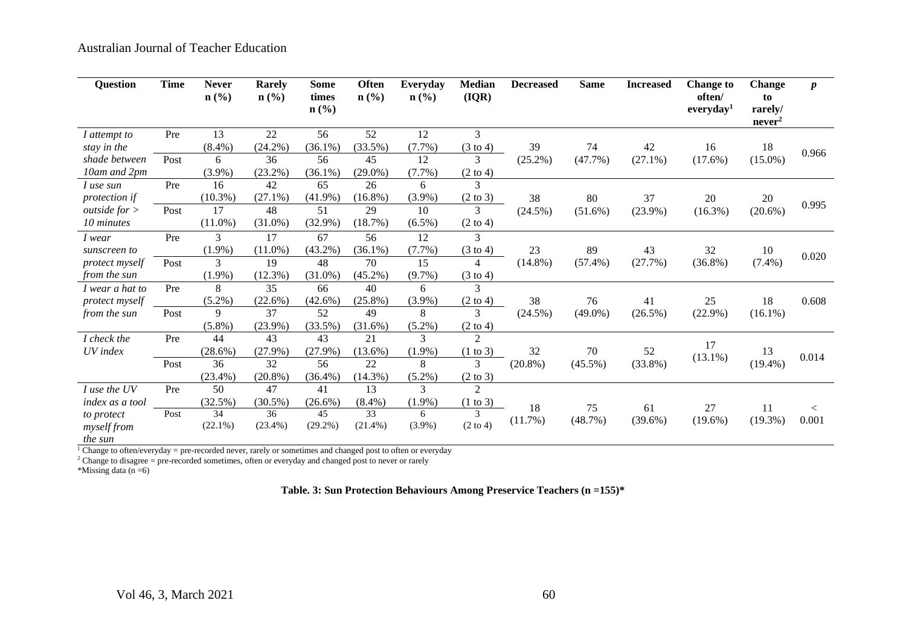| Question | Time | Never n (%) | Rarely n (%) | Some times n (%) | Often n (%) | Everyday n (%) | Median (IQR) | Decreased | Same | Increased | Change to often/ everyday[1] | Change to rarely/ never[2] | *p* |
|---|---|---|---|---|---|---|---|---|---|---|---|---|---|
| *I attempt to stay in the shade between 10am and 2pm* | Pre | 13 (8.4%) | 22 (24.2%) | 56 (36.1%) | 52 (33.5%) | 12 (7.7%) | 3 (3 to 4) | 39 (25.2%) | 74 (47.7%) | 42 (27.1%) | 16 (17.6%) | 18 (15.0%) | 0.966 |
| | Post | 6 (3.9%) | 36 (23.2%) | 56 (36.1%) | 45 (29.0%) | 12 (7.7%) | 3 (2 to 4) | | | | | | |
| *I use sun protection if outside for > 10 minutes* | Pre | 16 (10.3%) | 42 (27.1%) | 65 (41.9%) | 26 (16.8%) | 6 (3.9%) | 3 (2 to 3) | 38 (24.5%) | 80 (51.6%) | 37 (23.9%) | 20 (16.3%) | 20 (20.6%) | 0.995 |
| | Post | 17 (11.0%) | 48 (31.0%) | 51 (32.9%) | 29 (18.7%) | 10 (6.5%) | 3 (2 to 4) | | | | | | |
| *I wear sunscreen to protect myself from the sun* | Pre | 3 (1.9%) | 17 (11.0%) | 67 (43.2%) | 56 (36.1%) | 12 (7.7%) | 3 (3 to 4) | 23 (14.8%) | 89 (57.4%) | 43 (27.7%) | 32 (36.8%) | 10 (7.4%) | 0.020 |
| | Post | 3 (1.9%) | 19 (12.3%) | 48 (31.0%) | 70 (45.2%) | 15 (9.7%) | 4 (3 to 4) | | | | | | |
| *I wear a hat to protect myself from the sun* | Pre | 8 (5.2%) | 35 (22.6%) | 66 (42.6%) | 40 (25.8%) | 6 (3.9%) | 3 (2 to 4) | 38 (24.5%) | 76 (49.0%) | 41 (26.5%) | 25 (22.9%) | 18 (16.1%) | 0.608 |
| | Post | 9 (5.8%) | 37 (23.9%) | 52 (33.5%) | 49 (31.6%) | 8 (5.2%) | 3 (2 to 4) | | | | | | |
| *I check the UV index* | Pre | 44 (28.6%) | 43 (27.9%) | 43 (27.9%) | 21 (13.6%) | 3 (1.9%) | 2 (1 to 3) | 32 (20.8%) | 70 (45.5%) | 52 (33.8%) | 17 (13.1%) | 13 (19.4%) | 0.014 |
| | Post | 36 (23.4%) | 32 (20.8%) | 56 (36.4%) | 22 (14.3%) | 8 (5.2%) | 3 (2 to 3) | | | | | | |
| *I use the UV index as a tool to protect myself from the sun* | Pre | 50 (32.5%) | 47 (30.5%) | 41 (26.6%) | 13 (8.4%) | 3 (1.9%) | 2 (1 to 3) | 18 (11.7%) | 75 (48.7%) | 61 (39.6%) | 27 (19.6%) | 11 (19.3%) | < 0.001 |
| | Post | 34 (22.1%) | 36 (23.4%) | 45 (29.2%) | 33 (21.4%) | 6 (3.9%) | 3 (2 to 4) | | | | | | |

[1] Change to often/everyday = pre-recorded never, rarely or sometimes and changed post to often or everyday

[2] Change to disagree = pre-recorded sometimes, often or everyday and changed post to never or rarely

*Missing data (n =6)

**Table. 3: Sun Protection Behaviours Among Preservice Teachers (n =155)***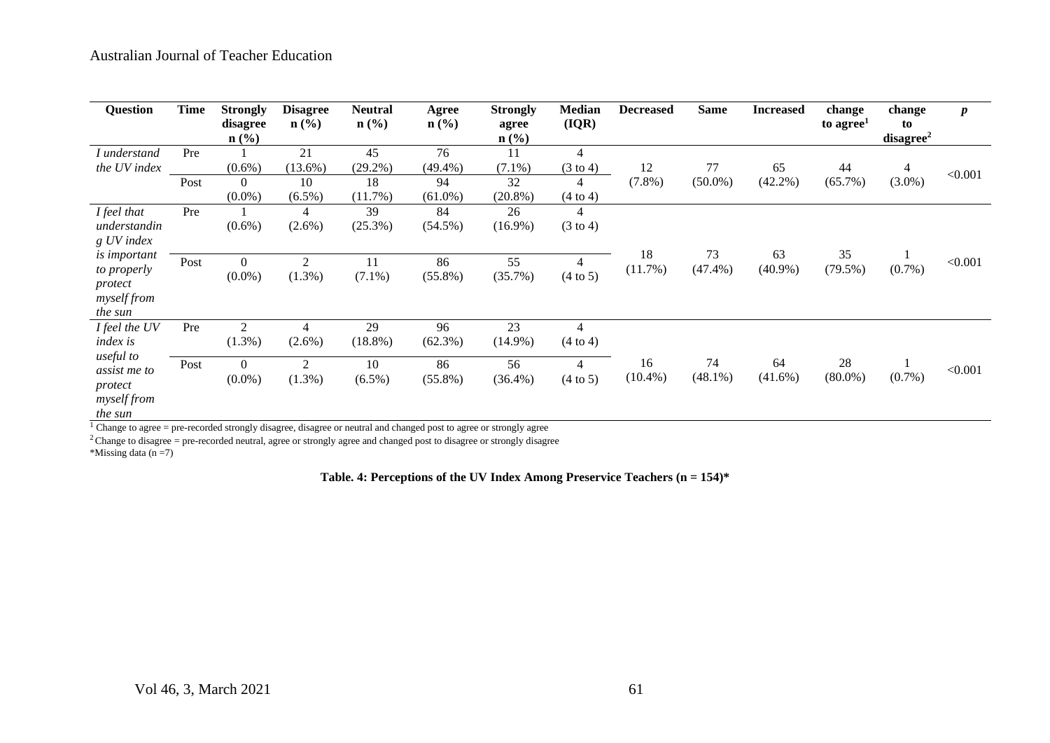| Question | Time | Strongly disagree n (%) | Disagree n (%) | Neutral n (%) | Agree n (%) | Strongly agree n (%) | Median (IQR) | Decreased | Same | Increased | change to agree[1] | change to disagree[2] | *p* |
|---|---|---|---|---|---|---|---|---|---|---|---|---|---|
| *I understand the UV index* | Pre | 1 (0.6%) | 21 (13.6%) | 45 (29.2%) | 76 (49.4%) | 11 (7.1%) | 4 (3 to 4) | 12 (7.8%) | 77 (50.0%) | 65 (42.2%) | 44 (65.7%) | 4 (3.0%) | <0.001 |
| | Post | 0 (0.0%) | 10 (6.5%) | 18 (11.7%) | 94 (61.0%) | 32 (20.8%) | 4 (4 to 4) | | | | | | |
| *I feel that understanding UV index is important to properly protect myself from the sun* | Pre | 1 (0.6%) | 4 (2.6%) | 39 (25.3%) | 84 (54.5%) | 26 (16.9%) | 4 (3 to 4) | 18 (11.7%) | 73 (47.4%) | 63 (40.9%) | 35 (79.5%) | 1 (0.7%) | <0.001 |
| | Post | 0 (0.0%) | 2 (1.3%) | 11 (7.1%) | 86 (55.8%) | 55 (35.7%) | 4 (4 to 5) | | | | | | |
| *I feel the UV index is useful to assist me to protect myself from the sun* | Pre | 2 (1.3%) | 4 (2.6%) | 29 (18.8%) | 96 (62.3%) | 23 (14.9%) | 4 (4 to 4) | 16 (10.4%) | 74 (48.1%) | 64 (41.6%) | 28 (80.0%) | 1 (0.7%) | <0.001 |
| | Post | 0 (0.0%) | 2 (1.3%) | 10 (6.5%) | 86 (55.8%) | 56 (36.4%) | 4 (4 to 5) | | | | | | |

[1] Change to agree = pre-recorded strongly disagree, disagree or neutral and changed post to agree or strongly agree
[2] Change to disagree = pre-recorded neutral, agree or strongly agree and changed post to disagree or strongly disagree
*Missing data (n =7)

**Table. 4: Perceptions of the UV Index Among Preservice Teachers (n = 154)***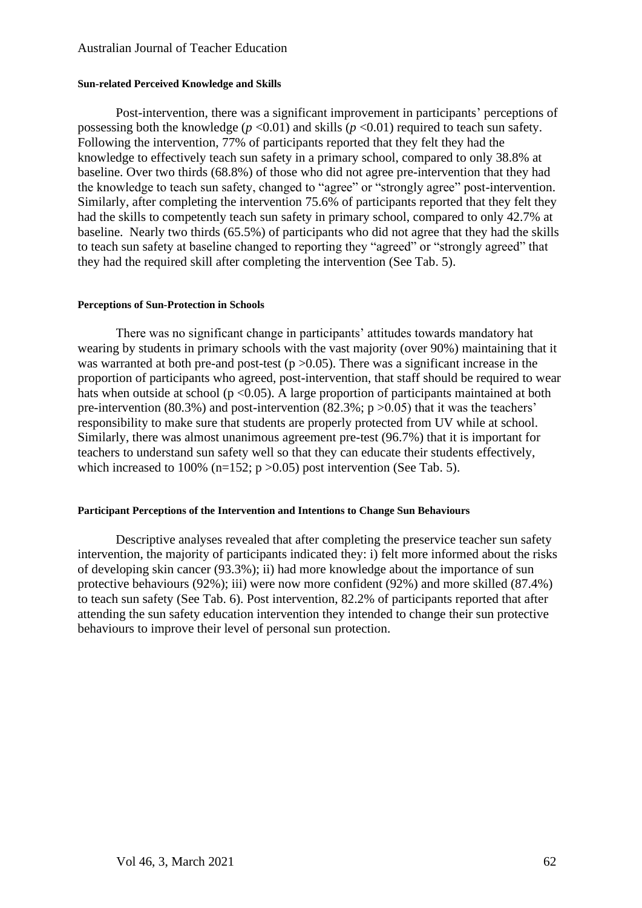#### Sun-related Perceived Knowledge and Skills

Post-intervention, there was a significant improvement in participants' perceptions of possessing both the knowledge ($p < 0.01$) and skills ($p < 0.01$) required to teach sun safety. Following the intervention, 77% of participants reported that they felt they had the knowledge to effectively teach sun safety in a primary school, compared to only 38.8% at baseline. Over two thirds (68.8%) of those who did not agree pre-intervention that they had the knowledge to teach sun safety, changed to "agree" or "strongly agree" post-intervention. Similarly, after completing the intervention 75.6% of participants reported that they felt they had the skills to competently teach sun safety in primary school, compared to only 42.7% at baseline. Nearly two thirds (65.5%) of participants who did not agree that they had the skills to teach sun safety at baseline changed to reporting they "agreed" or "strongly agreed" that they had the required skill after completing the intervention (See Tab. 5).

#### Perceptions of Sun-Protection in Schools

There was no significant change in participants' attitudes towards mandatory hat wearing by students in primary schools with the vast majority (over 90%) maintaining that it was warranted at both pre-and post-test ($p > 0.05$). There was a significant increase in the proportion of participants who agreed, post-intervention, that staff should be required to wear hats when outside at school ($p < 0.05$). A large proportion of participants maintained at both pre-intervention (80.3%) and post-intervention (82.3%; $p > 0.05$) that it was the teachers' responsibility to make sure that students are properly protected from UV while at school. Similarly, there was almost unanimous agreement pre-test (96.7%) that it is important for teachers to understand sun safety well so that they can educate their students effectively, which increased to 100% ($n=152$; $p > 0.05$) post intervention (See Tab. 5).

#### Participant Perceptions of the Intervention and Intentions to Change Sun Behaviours

Descriptive analyses revealed that after completing the preservice teacher sun safety intervention, the majority of participants indicated they: i) felt more informed about the risks of developing skin cancer (93.3%); ii) had more knowledge about the importance of sun protective behaviours (92%); iii) were now more confident (92%) and more skilled (87.4%) to teach sun safety (See Tab. 6). Post intervention, 82.2% of participants reported that after attending the sun safety education intervention they intended to change their sun protective behaviours to improve their level of personal sun protection.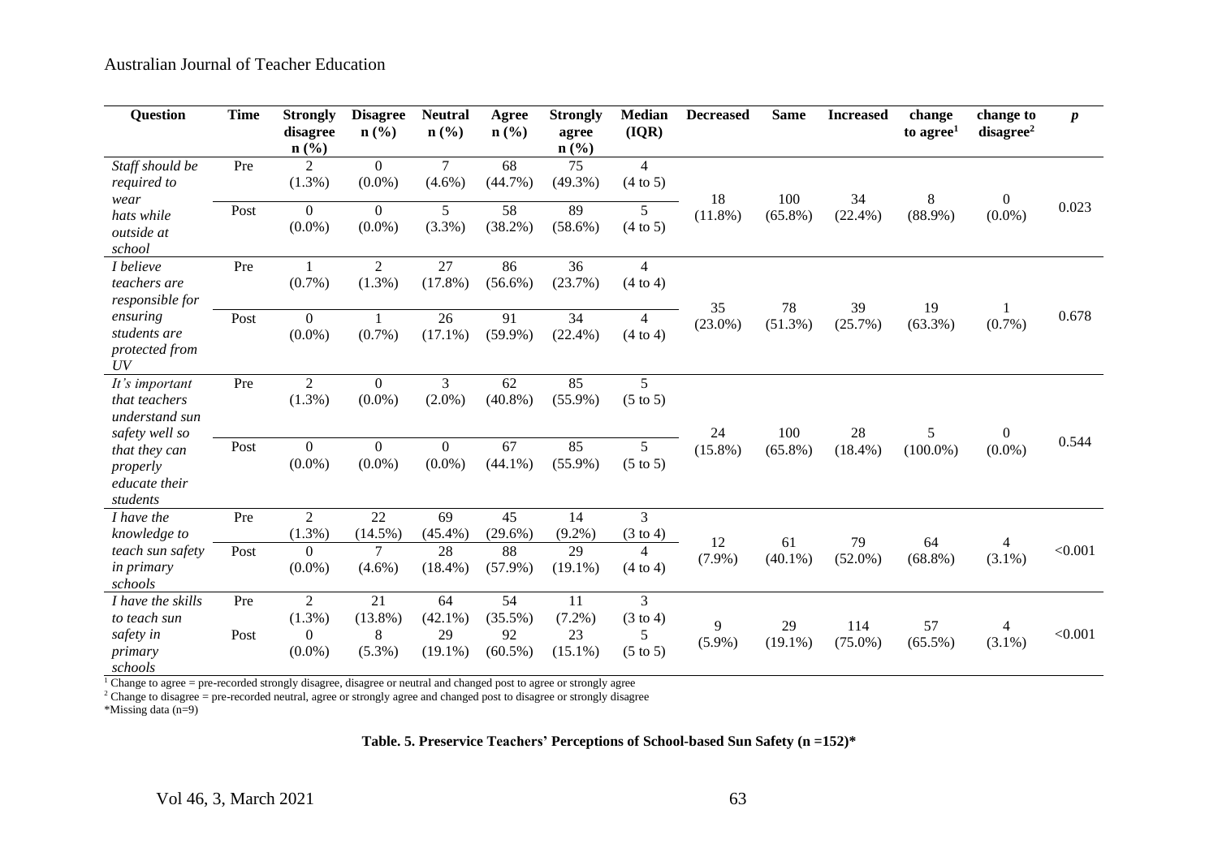| Question | Time | Strongly disagree n (%) | Disagree n (%) | Neutral n (%) | Agree n (%) | Strongly agree n (%) | Median (IQR) | Decreased | Same | Increased | change to agree[1] | change to disagree[2] | *p* |
|---|---|---|---|---|---|---|---|---|---|---|---|---|---|
| *Staff should be required to wear hats while outside at school* | Pre | 2 (1.3%) | 0 (0.0%) | 7 (4.6%) | 68 (44.7%) | 75 (49.3%) | 4 (4 to 5) | 18 (11.8%) | 100 (65.8%) | 34 (22.4%) | 8 (88.9%) | 0 (0.0%) | 0.023 |
| | Post | 0 (0.0%) | 0 (0.0%) | 5 (3.3%) | 58 (38.2%) | 89 (58.6%) | 5 (4 to 5) | | | | | | |
| *I believe teachers are responsible for ensuring students are protected from UV* | Pre | 1 (0.7%) | 2 (1.3%) | 27 (17.8%) | 86 (56.6%) | 36 (23.7%) | 4 (4 to 4) | 35 (23.0%) | 78 (51.3%) | 39 (25.7%) | 19 (63.3%) | 1 (0.7%) | 0.678 |
| | Post | 0 (0.0%) | 1 (0.7%) | 26 (17.1%) | 91 (59.9%) | 34 (22.4%) | 4 (4 to 4) | | | | | | |
| *It's important that teachers understand sun safety well so that they can properly educate their students* | Pre | 2 (1.3%) | 0 (0.0%) | 3 (2.0%) | 62 (40.8%) | 85 (55.9%) | 5 (5 to 5) | 24 (15.8%) | 100 (65.8%) | 28 (18.4%) | 5 (100.0%) | 0 (0.0%) | 0.544 |
| | Post | 0 (0.0%) | 0 (0.0%) | 0 (0.0%) | 67 (44.1%) | 85 (55.9%) | 5 (5 to 5) | | | | | | |
| *I have the knowledge to teach sun safety in primary schools* | Pre | 2 (1.3%) | 22 (14.5%) | 69 (45.4%) | 45 (29.6%) | 14 (9.2%) | 3 (3 to 4) | 12 (7.9%) | 61 (40.1%) | 79 (52.0%) | 64 (68.8%) | 4 (3.1%) | <0.001 |
| | Post | 0 (0.0%) | 7 (4.6%) | 28 (18.4%) | 88 (57.9%) | 29 (19.1%) | 4 (4 to 4) | | | | | | |
| *I have the skills to teach sun safety in primary schools* | Pre | 2 (1.3%) | 21 (13.8%) | 64 (42.1%) | 54 (35.5%) | 11 (7.2%) | 3 (3 to 4) | 9 (5.9%) | 29 (19.1%) | 114 (75.0%) | 57 (65.5%) | 4 (3.1%) | <0.001 |
| | Post | 0 (0.0%) | 8 (5.3%) | 29 (19.1%) | 92 (60.5%) | 23 (15.1%) | 5 (5 to 5) | | | | | | |

[1] Change to agree = pre-recorded strongly disagree, disagree or neutral and changed post to agree or strongly agree

[2] Change to disagree = pre-recorded neutral, agree or strongly agree and changed post to disagree or strongly disagree

*Missing data (n=9)

**Table. 5. Preservice Teachers' Perceptions of School-based Sun Safety (n =152)***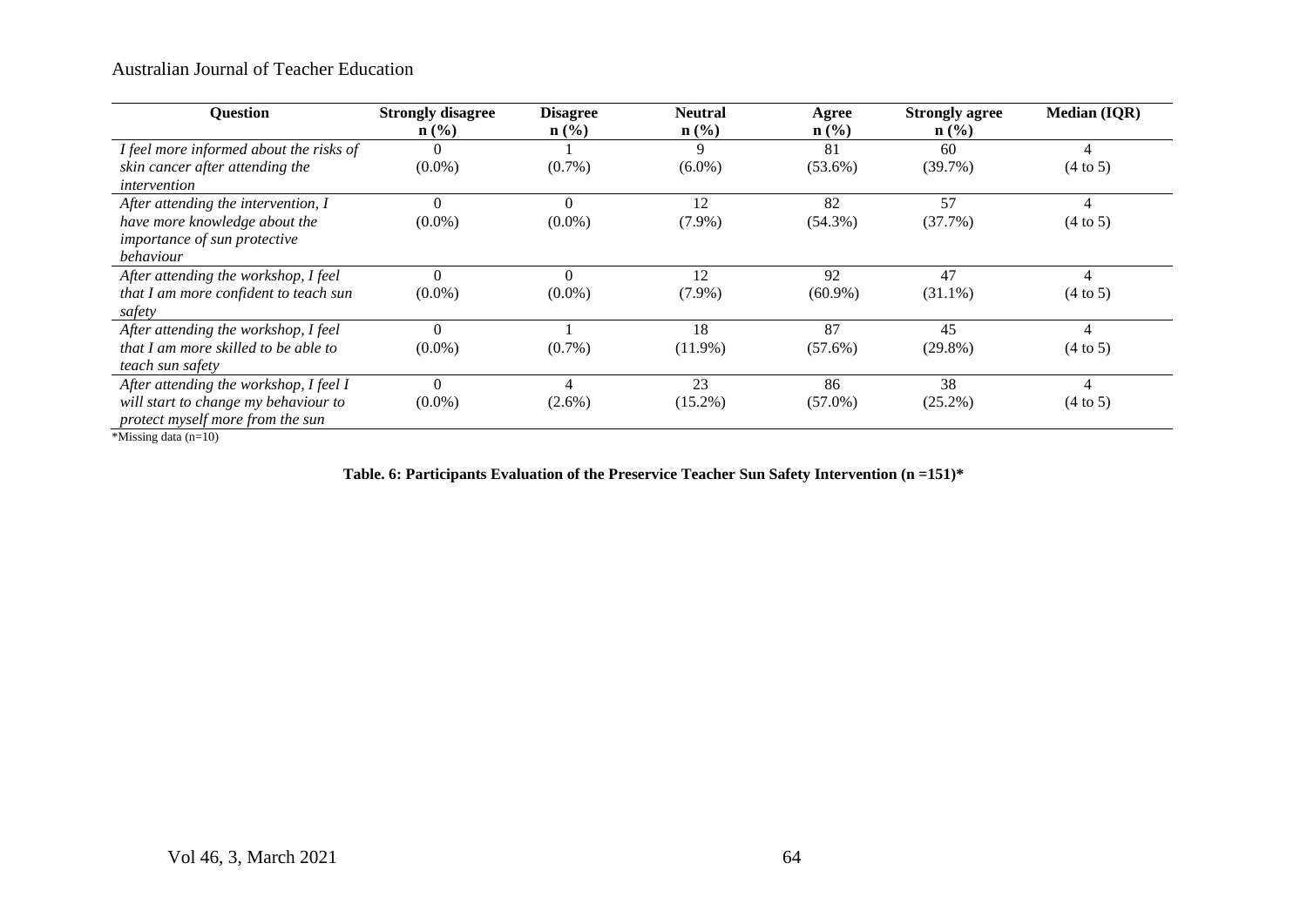| Question | Strongly disagree n (%) | Disagree n (%) | Neutral n (%) | Agree n (%) | Strongly agree n (%) | Median (IQR) |
|---|---|---|---|---|---|---|
| *I feel more informed about the risks of skin cancer after attending the intervention* | 0 (0.0%) | 1 (0.7%) | 9 (6.0%) | 81 (53.6%) | 60 (39.7%) | 4 (4 to 5) |
| *After attending the intervention, I have more knowledge about the importance of sun protective behaviour* | 0 (0.0%) | 0 (0.0%) | 12 (7.9%) | 82 (54.3%) | 57 (37.7%) | 4 (4 to 5) |
| *After attending the workshop, I feel that I am more confident to teach sun safety* | 0 (0.0%) | 0 (0.0%) | 12 (7.9%) | 92 (60.9%) | 47 (31.1%) | 4 (4 to 5) |
| *After attending the workshop, I feel that I am more skilled to be able to teach sun safety* | 0 (0.0%) | 1 (0.7%) | 18 (11.9%) | 87 (57.6%) | 45 (29.8%) | 4 (4 to 5) |
| *After attending the workshop, I feel I will start to change my behaviour to protect myself more from the sun* | 0 (0.0%) | 4 (2.6%) | 23 (15.2%) | 86 (57.0%) | 38 (25.2%) | 4 (4 to 5) |

*Missing data (n=10)

**Table. 6: Participants Evaluation of the Preservice Teacher Sun Safety Intervention (n =151)***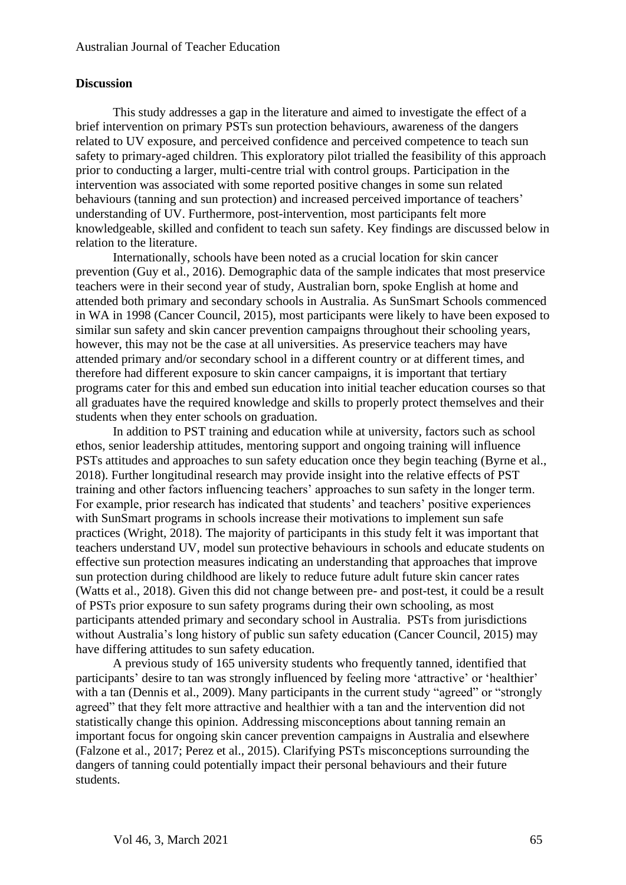## Discussion

This study addresses a gap in the literature and aimed to investigate the effect of a brief intervention on primary PSTs sun protection behaviours, awareness of the dangers related to UV exposure, and perceived confidence and perceived competence to teach sun safety to primary-aged children. This exploratory pilot trialled the feasibility of this approach prior to conducting a larger, multi-centre trial with control groups. Participation in the intervention was associated with some reported positive changes in some sun related behaviours (tanning and sun protection) and increased perceived importance of teachers' understanding of UV. Furthermore, post-intervention, most participants felt more knowledgeable, skilled and confident to teach sun safety. Key findings are discussed below in relation to the literature.

Internationally, schools have been noted as a crucial location for skin cancer prevention (Guy et al., 2016). Demographic data of the sample indicates that most preservice teachers were in their second year of study, Australian born, spoke English at home and attended both primary and secondary schools in Australia. As SunSmart Schools commenced in WA in 1998 (Cancer Council, 2015), most participants were likely to have been exposed to similar sun safety and skin cancer prevention campaigns throughout their schooling years, however, this may not be the case at all universities. As preservice teachers may have attended primary and/or secondary school in a different country or at different times, and therefore had different exposure to skin cancer campaigns, it is important that tertiary programs cater for this and embed sun education into initial teacher education courses so that all graduates have the required knowledge and skills to properly protect themselves and their students when they enter schools on graduation.

In addition to PST training and education while at university, factors such as school ethos, senior leadership attitudes, mentoring support and ongoing training will influence PSTs attitudes and approaches to sun safety education once they begin teaching (Byrne et al., 2018). Further longitudinal research may provide insight into the relative effects of PST training and other factors influencing teachers' approaches to sun safety in the longer term. For example, prior research has indicated that students' and teachers' positive experiences with SunSmart programs in schools increase their motivations to implement sun safe practices (Wright, 2018). The majority of participants in this study felt it was important that teachers understand UV, model sun protective behaviours in schools and educate students on effective sun protection measures indicating an understanding that approaches that improve sun protection during childhood are likely to reduce future adult future skin cancer rates (Watts et al., 2018). Given this did not change between pre- and post-test, it could be a result of PSTs prior exposure to sun safety programs during their own schooling, as most participants attended primary and secondary school in Australia. PSTs from jurisdictions without Australia's long history of public sun safety education (Cancer Council, 2015) may have differing attitudes to sun safety education.

A previous study of 165 university students who frequently tanned, identified that participants' desire to tan was strongly influenced by feeling more 'attractive' or 'healthier' with a tan (Dennis et al., 2009). Many participants in the current study "agreed" or "strongly agreed" that they felt more attractive and healthier with a tan and the intervention did not statistically change this opinion. Addressing misconceptions about tanning remain an important focus for ongoing skin cancer prevention campaigns in Australia and elsewhere (Falzone et al., 2017; Perez et al., 2015). Clarifying PSTs misconceptions surrounding the dangers of tanning could potentially impact their personal behaviours and their future students.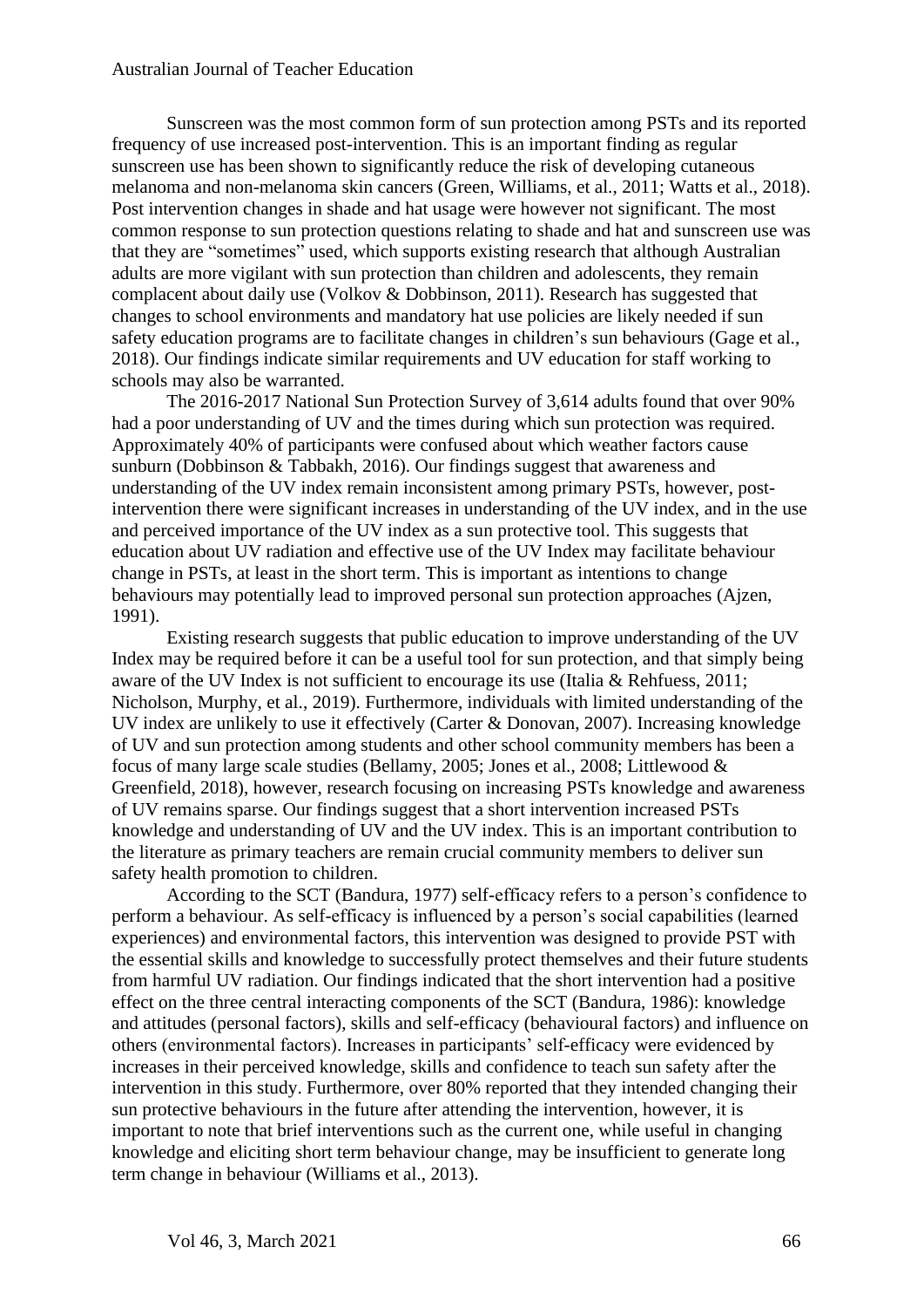Sunscreen was the most common form of sun protection among PSTs and its reported frequency of use increased post-intervention. This is an important finding as regular sunscreen use has been shown to significantly reduce the risk of developing cutaneous melanoma and non-melanoma skin cancers (Green, Williams, et al., 2011; Watts et al., 2018). Post intervention changes in shade and hat usage were however not significant. The most common response to sun protection questions relating to shade and hat and sunscreen use was that they are "sometimes" used, which supports existing research that although Australian adults are more vigilant with sun protection than children and adolescents, they remain complacent about daily use (Volkov & Dobbinson, 2011). Research has suggested that changes to school environments and mandatory hat use policies are likely needed if sun safety education programs are to facilitate changes in children's sun behaviours (Gage et al., 2018). Our findings indicate similar requirements and UV education for staff working to schools may also be warranted.

The 2016-2017 National Sun Protection Survey of 3,614 adults found that over 90% had a poor understanding of UV and the times during which sun protection was required. Approximately 40% of participants were confused about which weather factors cause sunburn (Dobbinson & Tabbakh, 2016). Our findings suggest that awareness and understanding of the UV index remain inconsistent among primary PSTs, however, post-intervention there were significant increases in understanding of the UV index, and in the use and perceived importance of the UV index as a sun protective tool. This suggests that education about UV radiation and effective use of the UV Index may facilitate behaviour change in PSTs, at least in the short term. This is important as intentions to change behaviours may potentially lead to improved personal sun protection approaches (Ajzen, 1991).

Existing research suggests that public education to improve understanding of the UV Index may be required before it can be a useful tool for sun protection, and that simply being aware of the UV Index is not sufficient to encourage its use (Italia & Rehfuess, 2011; Nicholson, Murphy, et al., 2019). Furthermore, individuals with limited understanding of the UV index are unlikely to use it effectively (Carter & Donovan, 2007). Increasing knowledge of UV and sun protection among students and other school community members has been a focus of many large scale studies (Bellamy, 2005; Jones et al., 2008; Littlewood & Greenfield, 2018), however, research focusing on increasing PSTs knowledge and awareness of UV remains sparse. Our findings suggest that a short intervention increased PSTs knowledge and understanding of UV and the UV index. This is an important contribution to the literature as primary teachers are remain crucial community members to deliver sun safety health promotion to children.

According to the SCT (Bandura, 1977) self-efficacy refers to a person's confidence to perform a behaviour. As self-efficacy is influenced by a person's social capabilities (learned experiences) and environmental factors, this intervention was designed to provide PST with the essential skills and knowledge to successfully protect themselves and their future students from harmful UV radiation. Our findings indicated that the short intervention had a positive effect on the three central interacting components of the SCT (Bandura, 1986): knowledge and attitudes (personal factors), skills and self-efficacy (behavioural factors) and influence on others (environmental factors). Increases in participants' self-efficacy were evidenced by increases in their perceived knowledge, skills and confidence to teach sun safety after the intervention in this study. Furthermore, over 80% reported that they intended changing their sun protective behaviours in the future after attending the intervention, however, it is important to note that brief interventions such as the current one, while useful in changing knowledge and eliciting short term behaviour change, may be insufficient to generate long term change in behaviour (Williams et al., 2013).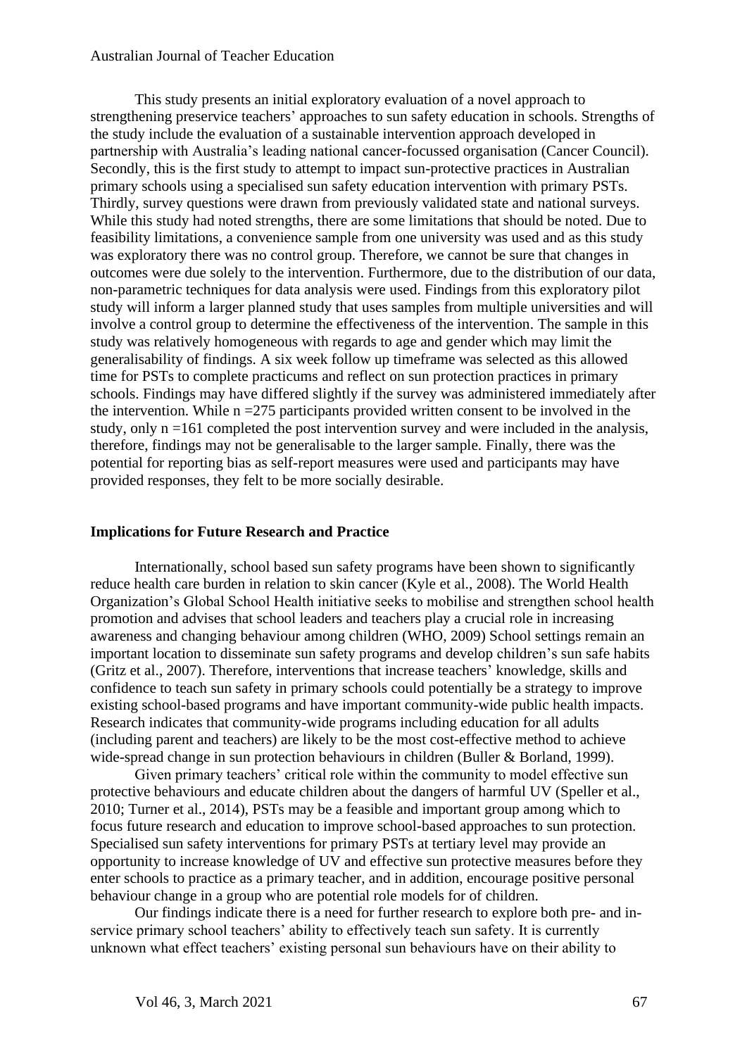This study presents an initial exploratory evaluation of a novel approach to strengthening preservice teachers' approaches to sun safety education in schools. Strengths of the study include the evaluation of a sustainable intervention approach developed in partnership with Australia's leading national cancer-focussed organisation (Cancer Council). Secondly, this is the first study to attempt to impact sun-protective practices in Australian primary schools using a specialised sun safety education intervention with primary PSTs. Thirdly, survey questions were drawn from previously validated state and national surveys. While this study had noted strengths, there are some limitations that should be noted. Due to feasibility limitations, a convenience sample from one university was used and as this study was exploratory there was no control group. Therefore, we cannot be sure that changes in outcomes were due solely to the intervention. Furthermore, due to the distribution of our data, non-parametric techniques for data analysis were used. Findings from this exploratory pilot study will inform a larger planned study that uses samples from multiple universities and will involve a control group to determine the effectiveness of the intervention. The sample in this study was relatively homogeneous with regards to age and gender which may limit the generalisability of findings. A six week follow up timeframe was selected as this allowed time for PSTs to complete practicums and reflect on sun protection practices in primary schools. Findings may have differed slightly if the survey was administered immediately after the intervention. While $n = 275$ participants provided written consent to be involved in the study, only $n = 161$ completed the post intervention survey and were included in the analysis, therefore, findings may not be generalisable to the larger sample. Finally, there was the potential for reporting bias as self-report measures were used and participants may have provided responses, they felt to be more socially desirable.

### Implications for Future Research and Practice

Internationally, school based sun safety programs have been shown to significantly reduce health care burden in relation to skin cancer (Kyle et al., 2008). The World Health Organization's Global School Health initiative seeks to mobilise and strengthen school health promotion and advises that school leaders and teachers play a crucial role in increasing awareness and changing behaviour among children (WHO, 2009) School settings remain an important location to disseminate sun safety programs and develop children's sun safe habits (Gritz et al., 2007). Therefore, interventions that increase teachers' knowledge, skills and confidence to teach sun safety in primary schools could potentially be a strategy to improve existing school-based programs and have important community-wide public health impacts. Research indicates that community-wide programs including education for all adults (including parent and teachers) are likely to be the most cost-effective method to achieve wide-spread change in sun protection behaviours in children (Buller & Borland, 1999).

Given primary teachers' critical role within the community to model effective sun protective behaviours and educate children about the dangers of harmful UV (Speller et al., 2010; Turner et al., 2014), PSTs may be a feasible and important group among which to focus future research and education to improve school-based approaches to sun protection. Specialised sun safety interventions for primary PSTs at tertiary level may provide an opportunity to increase knowledge of UV and effective sun protective measures before they enter schools to practice as a primary teacher, and in addition, encourage positive personal behaviour change in a group who are potential role models for of children.

Our findings indicate there is a need for further research to explore both pre- and in-service primary school teachers' ability to effectively teach sun safety. It is currently unknown what effect teachers' existing personal sun behaviours have on their ability to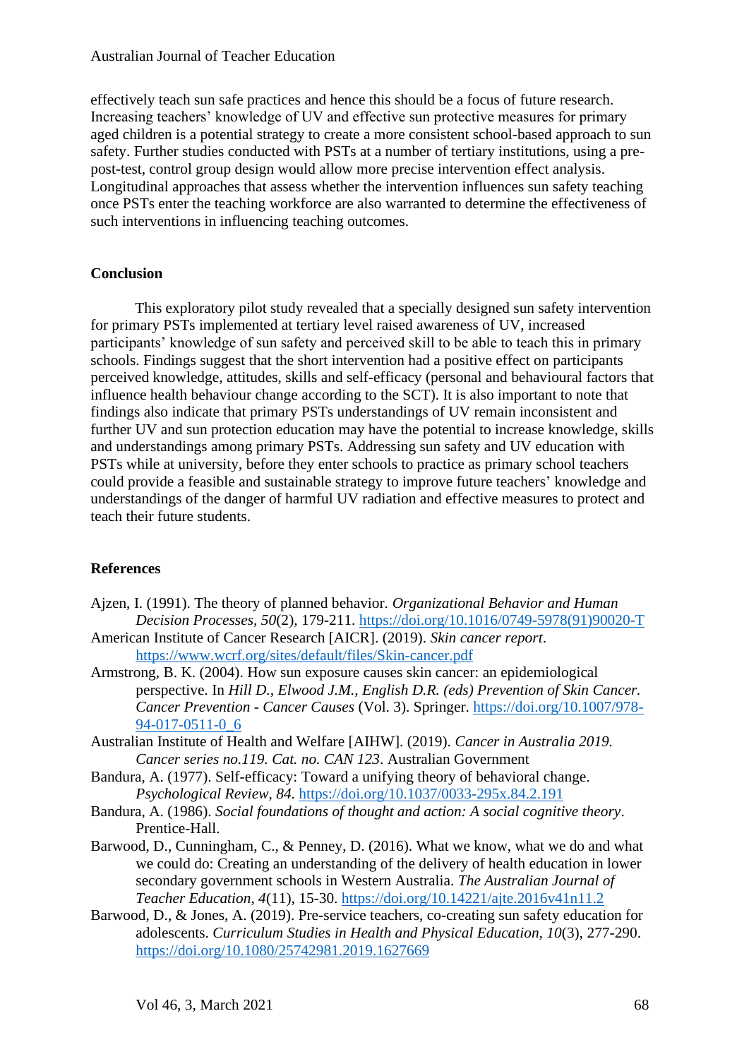effectively teach sun safe practices and hence this should be a focus of future research. Increasing teachers' knowledge of UV and effective sun protective measures for primary aged children is a potential strategy to create a more consistent school-based approach to sun safety. Further studies conducted with PSTs at a number of tertiary institutions, using a pre-post-test, control group design would allow more precise intervention effect analysis. Longitudinal approaches that assess whether the intervention influences sun safety teaching once PSTs enter the teaching workforce are also warranted to determine the effectiveness of such interventions in influencing teaching outcomes.

## Conclusion

This exploratory pilot study revealed that a specially designed sun safety intervention for primary PSTs implemented at tertiary level raised awareness of UV, increased participants' knowledge of sun safety and perceived skill to be able to teach this in primary schools. Findings suggest that the short intervention had a positive effect on participants perceived knowledge, attitudes, skills and self-efficacy (personal and behavioural factors that influence health behaviour change according to the SCT). It is also important to note that findings also indicate that primary PSTs understandings of UV remain inconsistent and further UV and sun protection education may have the potential to increase knowledge, skills and understandings among primary PSTs. Addressing sun safety and UV education with PSTs while at university, before they enter schools to practice as primary school teachers could provide a feasible and sustainable strategy to improve future teachers' knowledge and understandings of the danger of harmful UV radiation and effective measures to protect and teach their future students.

## References

Ajzen, I. (1991). The theory of planned behavior. *Organizational Behavior and Human Decision Processes, 50*(2), 179-211. https://doi.org/10.1016/0749-5978(91)90020-T

American Institute of Cancer Research [AICR]. (2019). *Skin cancer report*. https://www.wcrf.org/sites/default/files/Skin-cancer.pdf

Armstrong, B. K. (2004). How sun exposure causes skin cancer: an epidemiological perspective. In *Hill D., Elwood J.M., English D.R. (eds) Prevention of Skin Cancer. Cancer Prevention - Cancer Causes* (Vol. 3). Springer. https://doi.org/10.1007/978-94-017-0511-0_6

Australian Institute of Health and Welfare [AIHW]. (2019). *Cancer in Australia 2019. Cancer series no.119. Cat. no. CAN 123*. Australian Government

Bandura, A. (1977). Self-efficacy: Toward a unifying theory of behavioral change. *Psychological Review, 84*. https://doi.org/10.1037/0033-295x.84.2.191

Bandura, A. (1986). *Social foundations of thought and action: A social cognitive theory*. Prentice-Hall.

Barwood, D., Cunningham, C., & Penney, D. (2016). What we know, what we do and what we could do: Creating an understanding of the delivery of health education in lower secondary government schools in Western Australia. *The Australian Journal of Teacher Education, 4*(11), 15-30. https://doi.org/10.14221/ajte.2016v41n11.2

Barwood, D., & Jones, A. (2019). Pre-service teachers, co-creating sun safety education for adolescents. *Curriculum Studies in Health and Physical Education, 10*(3), 277-290. https://doi.org/10.1080/25742981.2019.1627669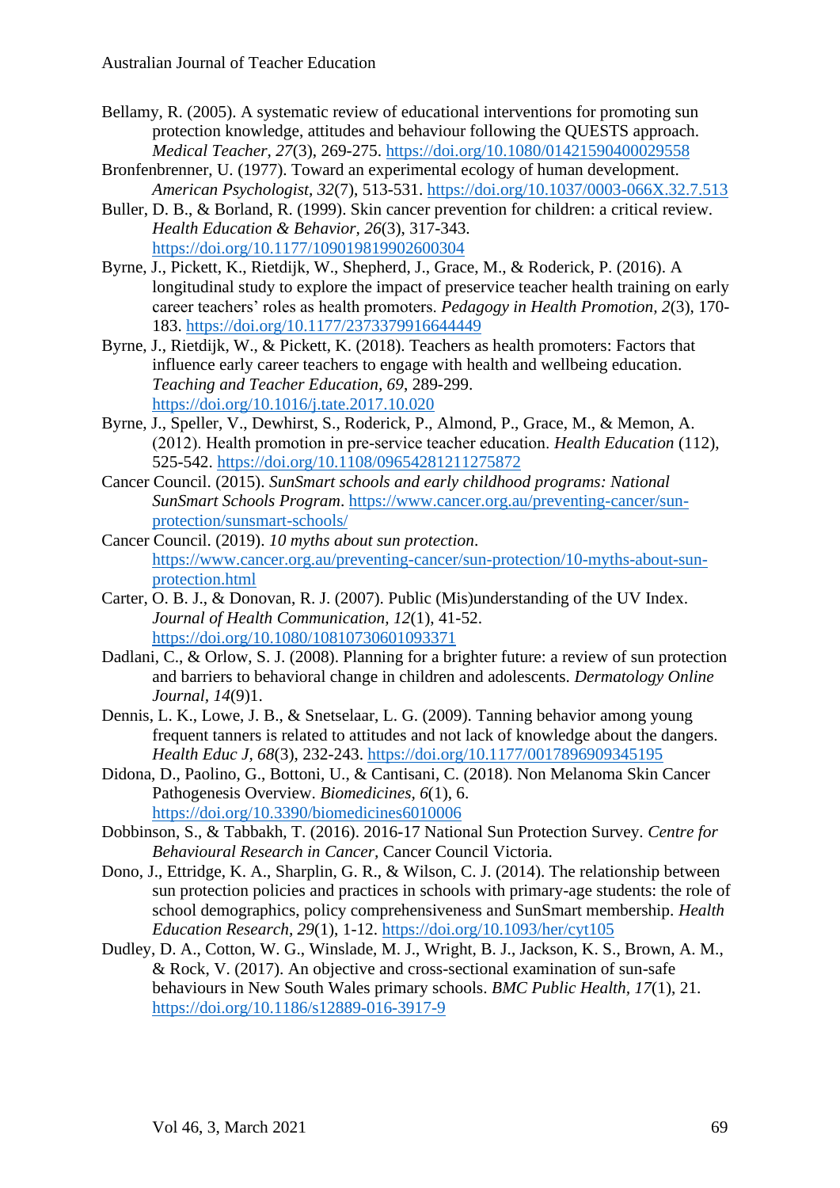Bellamy, R. (2005). A systematic review of educational interventions for promoting sun protection knowledge, attitudes and behaviour following the QUESTS approach. *Medical Teacher, 27*(3), 269-275. https://doi.org/10.1080/01421590400029558

Bronfenbrenner, U. (1977). Toward an experimental ecology of human development. *American Psychologist, 32*(7), 513-531. https://doi.org/10.1037/0003-066X.32.7.513

Buller, D. B., & Borland, R. (1999). Skin cancer prevention for children: a critical review. *Health Education & Behavior, 26*(3), 317-343. https://doi.org/10.1177/109019819902600304

Byrne, J., Pickett, K., Rietdijk, W., Shepherd, J., Grace, M., & Roderick, P. (2016). A longitudinal study to explore the impact of preservice teacher health training on early career teachers' roles as health promoters. *Pedagogy in Health Promotion, 2*(3), 170-183. https://doi.org/10.1177/2373379916644449

Byrne, J., Rietdijk, W., & Pickett, K. (2018). Teachers as health promoters: Factors that influence early career teachers to engage with health and wellbeing education. *Teaching and Teacher Education, 69*, 289-299. https://doi.org/10.1016/j.tate.2017.10.020

Byrne, J., Speller, V., Dewhirst, S., Roderick, P., Almond, P., Grace, M., & Memon, A. (2012). Health promotion in pre-service teacher education. *Health Education* (112), 525-542. https://doi.org/10.1108/09654281211275872

Cancer Council. (2015). *SunSmart schools and early childhood programs: National SunSmart Schools Program*. https://www.cancer.org.au/preventing-cancer/sun-protection/sunsmart-schools/

Cancer Council. (2019). *10 myths about sun protection*. https://www.cancer.org.au/preventing-cancer/sun-protection/10-myths-about-sun-protection.html

Carter, O. B. J., & Donovan, R. J. (2007). Public (Mis)understanding of the UV Index. *Journal of Health Communication, 12*(1), 41-52. https://doi.org/10.1080/10810730601093371

Dadlani, C., & Orlow, S. J. (2008). Planning for a brighter future: a review of sun protection and barriers to behavioral change in children and adolescents. *Dermatology Online Journal, 14*(9)1.

Dennis, L. K., Lowe, J. B., & Snetselaar, L. G. (2009). Tanning behavior among young frequent tanners is related to attitudes and not lack of knowledge about the dangers. *Health Educ J, 68*(3), 232-243. https://doi.org/10.1177/0017896909345195

Didona, D., Paolino, G., Bottoni, U., & Cantisani, C. (2018). Non Melanoma Skin Cancer Pathogenesis Overview. *Biomedicines, 6*(1), 6. https://doi.org/10.3390/biomedicines6010006

Dobbinson, S., & Tabbakh, T. (2016). 2016-17 National Sun Protection Survey. *Centre for Behavioural Research in Cancer*, Cancer Council Victoria.

Dono, J., Ettridge, K. A., Sharplin, G. R., & Wilson, C. J. (2014). The relationship between sun protection policies and practices in schools with primary-age students: the role of school demographics, policy comprehensiveness and SunSmart membership. *Health Education Research, 29*(1), 1-12. https://doi.org/10.1093/her/cyt105

Dudley, D. A., Cotton, W. G., Winslade, M. J., Wright, B. J., Jackson, K. S., Brown, A. M., & Rock, V. (2017). An objective and cross-sectional examination of sun-safe behaviours in New South Wales primary schools. *BMC Public Health, 17*(1), 21. https://doi.org/10.1186/s12889-016-3917-9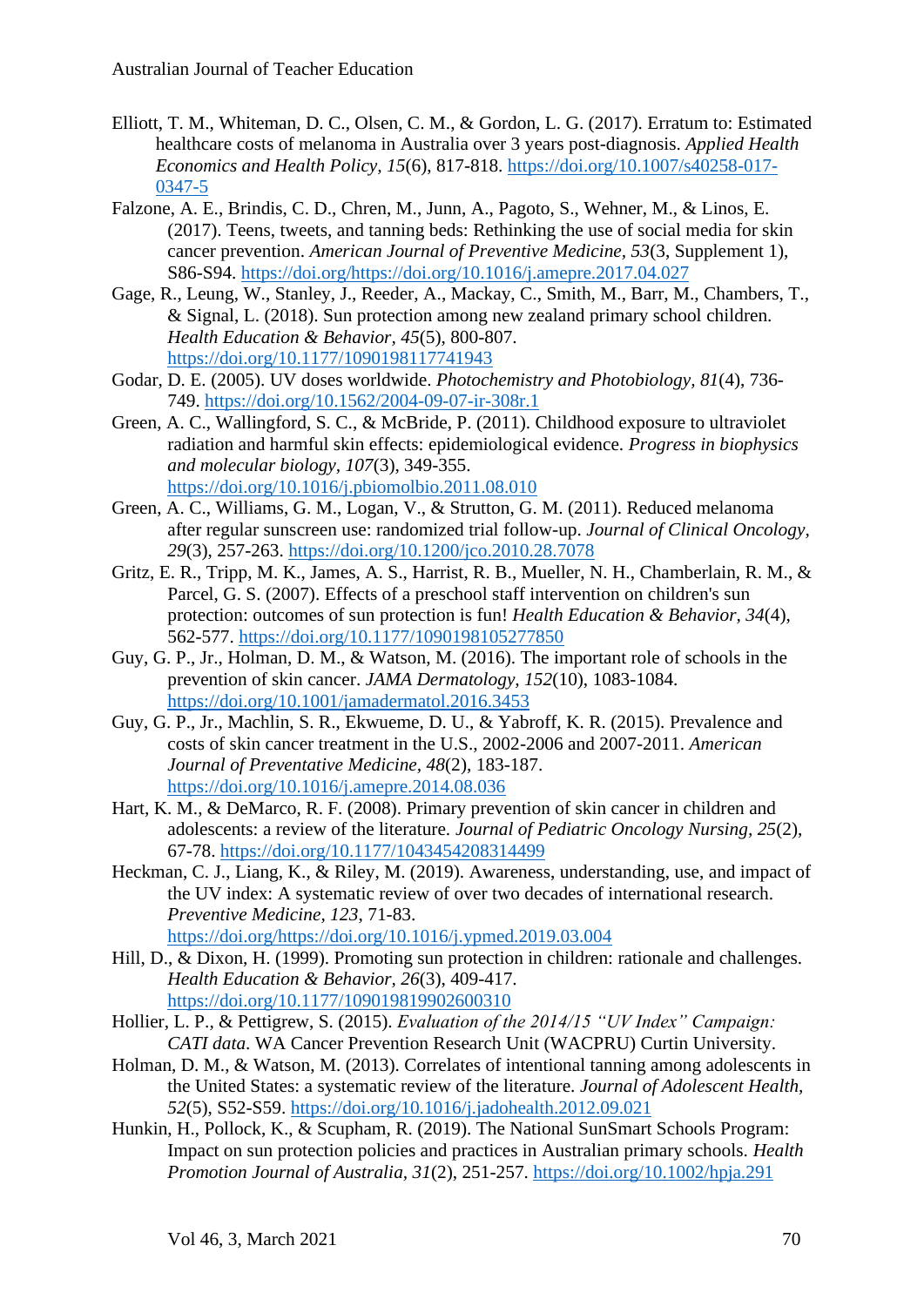Elliott, T. M., Whiteman, D. C., Olsen, C. M., & Gordon, L. G. (2017). Erratum to: Estimated healthcare costs of melanoma in Australia over 3 years post-diagnosis. *Applied Health Economics and Health Policy, 15*(6), 817-818. https://doi.org/10.1007/s40258-017-0347-5

Falzone, A. E., Brindis, C. D., Chren, M., Junn, A., Pagoto, S., Wehner, M., & Linos, E. (2017). Teens, tweets, and tanning beds: Rethinking the use of social media for skin cancer prevention. *American Journal of Preventive Medicine, 53*(3, Supplement 1), S86-S94. https://doi.org/https://doi.org/10.1016/j.amepre.2017.04.027

Gage, R., Leung, W., Stanley, J., Reeder, A., Mackay, C., Smith, M., Barr, M., Chambers, T., & Signal, L. (2018). Sun protection among new zealand primary school children. *Health Education & Behavior, 45*(5), 800-807. https://doi.org/10.1177/1090198117741943

Godar, D. E. (2005). UV doses worldwide. *Photochemistry and Photobiology, 81*(4), 736-749. https://doi.org/10.1562/2004-09-07-ir-308r.1

Green, A. C., Wallingford, S. C., & McBride, P. (2011). Childhood exposure to ultraviolet radiation and harmful skin effects: epidemiological evidence. *Progress in biophysics and molecular biology, 107*(3), 349-355. https://doi.org/10.1016/j.pbiomolbio.2011.08.010

Green, A. C., Williams, G. M., Logan, V., & Strutton, G. M. (2011). Reduced melanoma after regular sunscreen use: randomized trial follow-up. *Journal of Clinical Oncology, 29*(3), 257-263. https://doi.org/10.1200/jco.2010.28.7078

Gritz, E. R., Tripp, M. K., James, A. S., Harrist, R. B., Mueller, N. H., Chamberlain, R. M., & Parcel, G. S. (2007). Effects of a preschool staff intervention on children's sun protection: outcomes of sun protection is fun! *Health Education & Behavior, 34*(4), 562-577. https://doi.org/10.1177/1090198105277850

Guy, G. P., Jr., Holman, D. M., & Watson, M. (2016). The important role of schools in the prevention of skin cancer. *JAMA Dermatology, 152*(10), 1083-1084. https://doi.org/10.1001/jamadermatol.2016.3453

Guy, G. P., Jr., Machlin, S. R., Ekwueme, D. U., & Yabroff, K. R. (2015). Prevalence and costs of skin cancer treatment in the U.S., 2002-2006 and 2007-2011. *American Journal of Preventative Medicine, 48*(2), 183-187. https://doi.org/10.1016/j.amepre.2014.08.036

Hart, K. M., & DeMarco, R. F. (2008). Primary prevention of skin cancer in children and adolescents: a review of the literature. *Journal of Pediatric Oncology Nursing, 25*(2), 67-78. https://doi.org/10.1177/1043454208314499

Heckman, C. J., Liang, K., & Riley, M. (2019). Awareness, understanding, use, and impact of the UV index: A systematic review of over two decades of international research. *Preventive Medicine, 123*, 71-83. https://doi.org/https://doi.org/10.1016/j.ypmed.2019.03.004

Hill, D., & Dixon, H. (1999). Promoting sun protection in children: rationale and challenges. *Health Education & Behavior, 26*(3), 409-417. https://doi.org/10.1177/109019819902600310

Hollier, L. P., & Pettigrew, S. (2015). *Evaluation of the 2014/15 "UV Index" Campaign: CATI data*. WA Cancer Prevention Research Unit (WACPRU) Curtin University.

Holman, D. M., & Watson, M. (2013). Correlates of intentional tanning among adolescents in the United States: a systematic review of the literature. *Journal of Adolescent Health, 52*(5), S52-S59. https://doi.org/10.1016/j.jadohealth.2012.09.021

Hunkin, H., Pollock, K., & Scupham, R. (2019). The National SunSmart Schools Program: Impact on sun protection policies and practices in Australian primary schools. *Health Promotion Journal of Australia, 31*(2), 251-257. https://doi.org/10.1002/hpja.291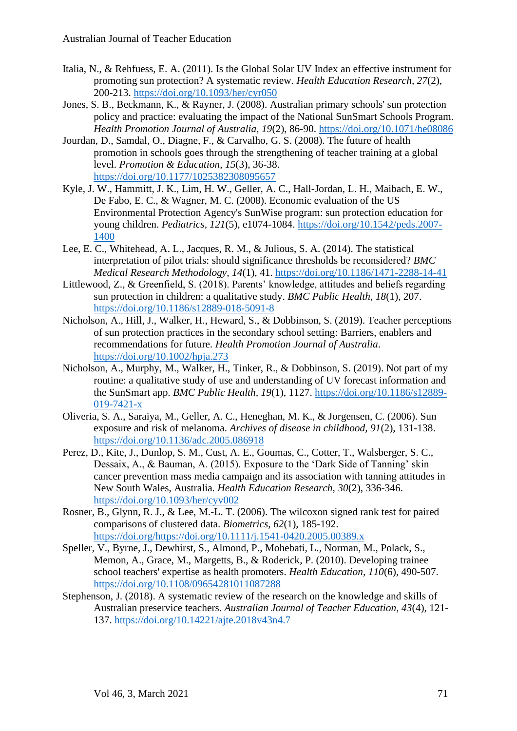Italia, N., & Rehfuess, E. A. (2011). Is the Global Solar UV Index an effective instrument for promoting sun protection? A systematic review. *Health Education Research, 27*(2), 200-213. https://doi.org/10.1093/her/cyr050

Jones, S. B., Beckmann, K., & Rayner, J. (2008). Australian primary schools' sun protection policy and practice: evaluating the impact of the National SunSmart Schools Program. *Health Promotion Journal of Australia, 19*(2), 86-90. https://doi.org/10.1071/he08086

Jourdan, D., Samdal, O., Diagne, F., & Carvalho, G. S. (2008). The future of health promotion in schools goes through the strengthening of teacher training at a global level. *Promotion & Education, 15*(3), 36-38. https://doi.org/10.1177/1025382308095657

Kyle, J. W., Hammitt, J. K., Lim, H. W., Geller, A. C., Hall-Jordan, L. H., Maibach, E. W., De Fabo, E. C., & Wagner, M. C. (2008). Economic evaluation of the US Environmental Protection Agency's SunWise program: sun protection education for young children. *Pediatrics, 121*(5), e1074-1084. https://doi.org/10.1542/peds.2007-1400

Lee, E. C., Whitehead, A. L., Jacques, R. M., & Julious, S. A. (2014). The statistical interpretation of pilot trials: should significance thresholds be reconsidered? *BMC Medical Research Methodology, 14*(1), 41. https://doi.org/10.1186/1471-2288-14-41

Littlewood, Z., & Greenfield, S. (2018). Parents' knowledge, attitudes and beliefs regarding sun protection in children: a qualitative study. *BMC Public Health, 18*(1), 207. https://doi.org/10.1186/s12889-018-5091-8

Nicholson, A., Hill, J., Walker, H., Heward, S., & Dobbinson, S. (2019). Teacher perceptions of sun protection practices in the secondary school setting: Barriers, enablers and recommendations for future. *Health Promotion Journal of Australia*. https://doi.org/10.1002/hpja.273

Nicholson, A., Murphy, M., Walker, H., Tinker, R., & Dobbinson, S. (2019). Not part of my routine: a qualitative study of use and understanding of UV forecast information and the SunSmart app. *BMC Public Health, 19*(1), 1127. https://doi.org/10.1186/s12889-019-7421-x

Oliveria, S. A., Saraiya, M., Geller, A. C., Heneghan, M. K., & Jorgensen, C. (2006). Sun exposure and risk of melanoma. *Archives of disease in childhood, 91*(2), 131-138. https://doi.org/10.1136/adc.2005.086918

Perez, D., Kite, J., Dunlop, S. M., Cust, A. E., Goumas, C., Cotter, T., Walsberger, S. C., Dessaix, A., & Bauman, A. (2015). Exposure to the 'Dark Side of Tanning' skin cancer prevention mass media campaign and its association with tanning attitudes in New South Wales, Australia. *Health Education Research, 30*(2), 336-346. https://doi.org/10.1093/her/cyv002

Rosner, B., Glynn, R. J., & Lee, M.-L. T. (2006). The wilcoxon signed rank test for paired comparisons of clustered data. *Biometrics, 62*(1), 185-192. https://doi.org/https://doi.org/10.1111/j.1541-0420.2005.00389.x

Speller, V., Byrne, J., Dewhirst, S., Almond, P., Mohebati, L., Norman, M., Polack, S., Memon, A., Grace, M., Margetts, B., & Roderick, P. (2010). Developing trainee school teachers' expertise as health promoters. *Health Education, 110*(6), 490-507. https://doi.org/10.1108/09654281011087288

Stephenson, J. (2018). A systematic review of the research on the knowledge and skills of Australian preservice teachers. *Australian Journal of Teacher Education, 43*(4), 121-137. https://doi.org/10.14221/ajte.2018v43n4.7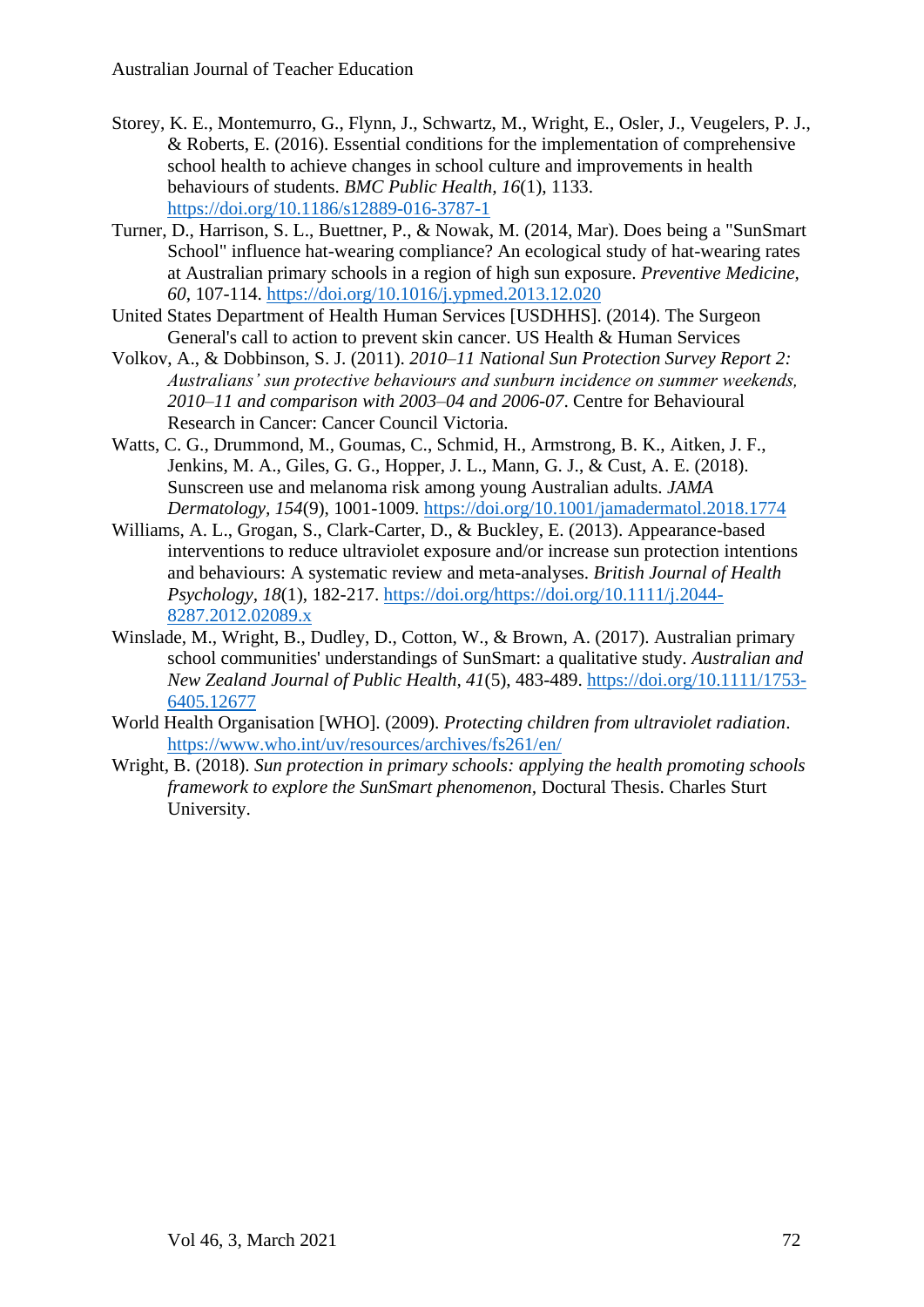Storey, K. E., Montemurro, G., Flynn, J., Schwartz, M., Wright, E., Osler, J., Veugelers, P. J., & Roberts, E. (2016). Essential conditions for the implementation of comprehensive school health to achieve changes in school culture and improvements in health behaviours of students. *BMC Public Health, 16*(1), 1133. https://doi.org/10.1186/s12889-016-3787-1

Turner, D., Harrison, S. L., Buettner, P., & Nowak, M. (2014, Mar). Does being a "SunSmart School" influence hat-wearing compliance? An ecological study of hat-wearing rates at Australian primary schools in a region of high sun exposure. *Preventive Medicine, 60*, 107-114. https://doi.org/10.1016/j.ypmed.2013.12.020

United States Department of Health Human Services [USDHHS]. (2014). The Surgeon General's call to action to prevent skin cancer. US Health & Human Services

Volkov, A., & Dobbinson, S. J. (2011). *2010–11 National Sun Protection Survey Report 2: Australians' sun protective behaviours and sunburn incidence on summer weekends, 2010–11 and comparison with 2003–04 and 2006-07*. Centre for Behavioural Research in Cancer: Cancer Council Victoria.

Watts, C. G., Drummond, M., Goumas, C., Schmid, H., Armstrong, B. K., Aitken, J. F., Jenkins, M. A., Giles, G. G., Hopper, J. L., Mann, G. J., & Cust, A. E. (2018). Sunscreen use and melanoma risk among young Australian adults. *JAMA Dermatology, 154*(9), 1001-1009. https://doi.org/10.1001/jamadermatol.2018.1774

Williams, A. L., Grogan, S., Clark-Carter, D., & Buckley, E. (2013). Appearance-based interventions to reduce ultraviolet exposure and/or increase sun protection intentions and behaviours: A systematic review and meta-analyses. *British Journal of Health Psychology, 18*(1), 182-217. https://doi.org/https://doi.org/10.1111/j.2044-8287.2012.02089.x

Winslade, M., Wright, B., Dudley, D., Cotton, W., & Brown, A. (2017). Australian primary school communities' understandings of SunSmart: a qualitative study. *Australian and New Zealand Journal of Public Health, 41*(5), 483-489. https://doi.org/10.1111/1753-6405.12677

World Health Organisation [WHO]. (2009). *Protecting children from ultraviolet radiation*. https://www.who.int/uv/resources/archives/fs261/en/

Wright, B. (2018). *Sun protection in primary schools: applying the health promoting schools framework to explore the SunSmart phenomenon,* Doctural Thesis. Charles Sturt University.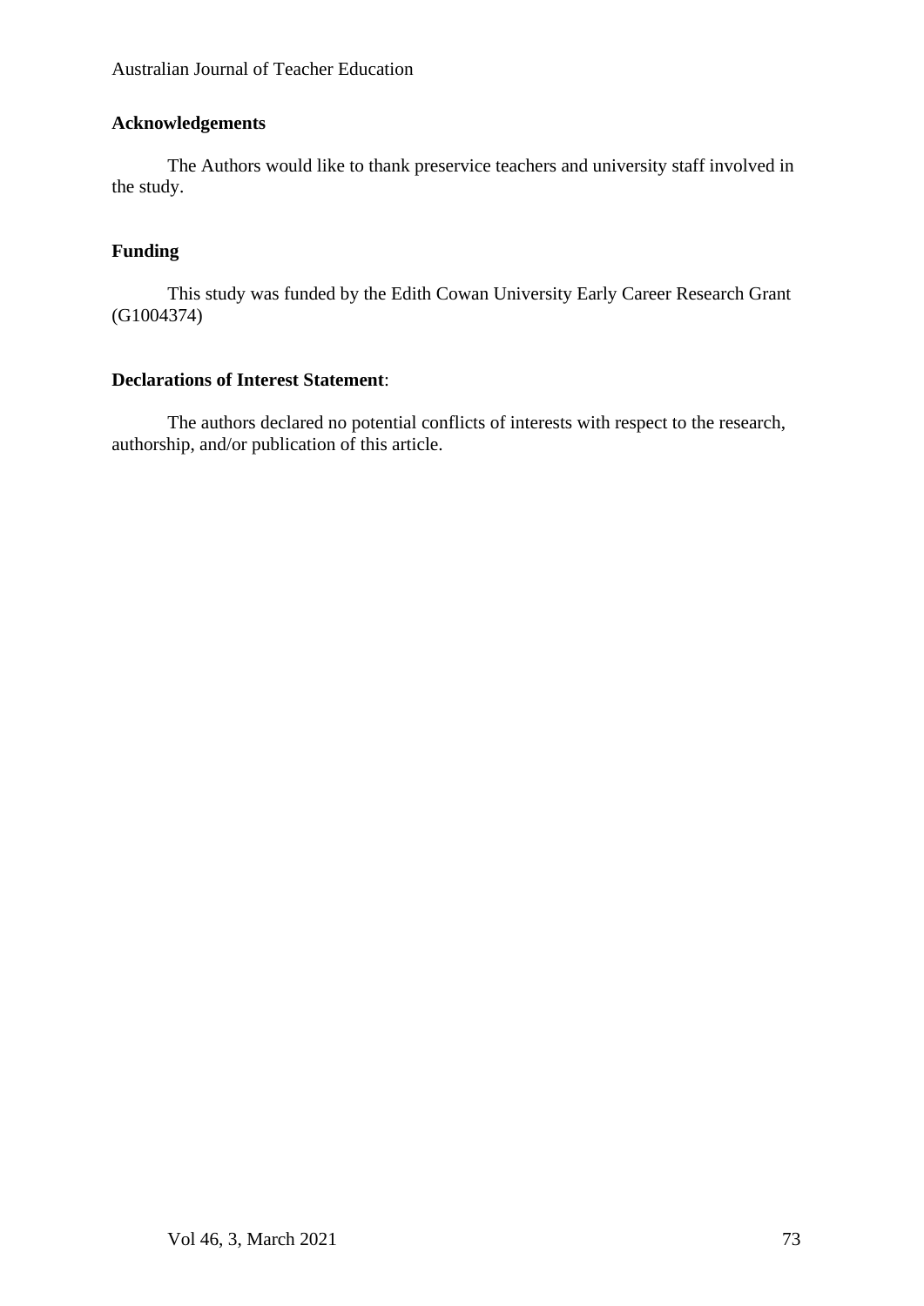## Acknowledgements

The Authors would like to thank preservice teachers and university staff involved in the study.

## Funding

This study was funded by the Edith Cowan University Early Career Research Grant (G1004374)

## Declarations of Interest Statement:

The authors declared no potential conflicts of interests with respect to the research, authorship, and/or publication of this article.